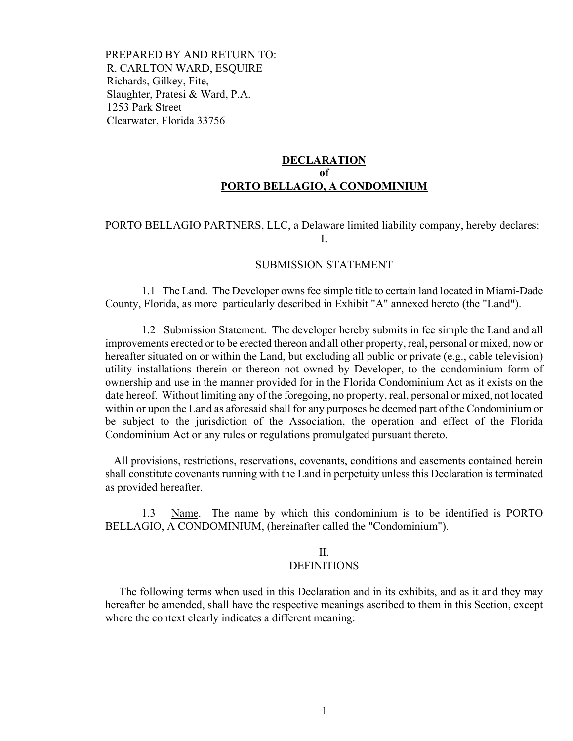PREPARED BY AND RETURN TO:
R. CARLTON WARD, ESQUIRE
Richards, Gilkey, Fite,
Slaughter, Pratesi & Ward, P.A.
1253 Park Street
Clearwater, Florida 33756

# DECLARATION
# of
# PORTO BELLAGIO, A CONDOMINIUM

PORTO BELLAGIO PARTNERS, LLC, a Delaware limited liability company, hereby declares:

## I.

## SUBMISSION STATEMENT

1.1 The Land. The Developer owns fee simple title to certain land located in Miami-Dade County, Florida, as more particularly described in Exhibit "A" annexed hereto (the "Land").

1.2 Submission Statement. The developer hereby submits in fee simple the Land and all improvements erected or to be erected thereon and all other property, real, personal or mixed, now or hereafter situated on or within the Land, but excluding all public or private (e.g., cable television) utility installations therein or thereon not owned by Developer, to the condominium form of ownership and use in the manner provided for in the Florida Condominium Act as it exists on the date hereof. Without limiting any of the foregoing, no property, real, personal or mixed, not located within or upon the Land as aforesaid shall for any purposes be deemed part of the Condominium or be subject to the jurisdiction of the Association, the operation and effect of the Florida Condominium Act or any rules or regulations promulgated pursuant thereto.

All provisions, restrictions, reservations, covenants, conditions and easements contained herein shall constitute covenants running with the Land in perpetuity unless this Declaration is terminated as provided hereafter.

1.3 Name. The name by which this condominium is to be identified is PORTO BELLAGIO, A CONDOMINIUM, (hereinafter called the "Condominium").

## II.
## DEFINITIONS

The following terms when used in this Declaration and in its exhibits, and as it and they may hereafter be amended, shall have the respective meanings ascribed to them in this Section, except where the context clearly indicates a different meaning: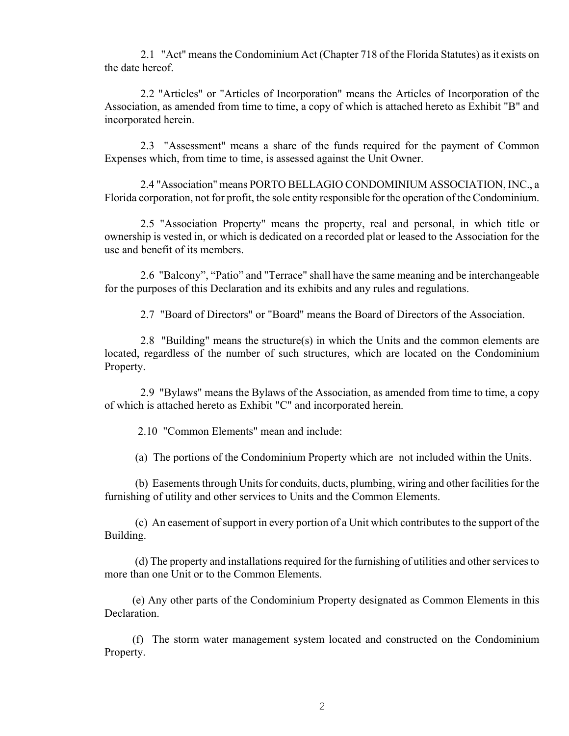2.1 "Act" means the Condominium Act (Chapter 718 of the Florida Statutes) as it exists on the date hereof.

2.2 "Articles" or "Articles of Incorporation" means the Articles of Incorporation of the Association, as amended from time to time, a copy of which is attached hereto as Exhibit "B" and incorporated herein.

2.3 "Assessment" means a share of the funds required for the payment of Common Expenses which, from time to time, is assessed against the Unit Owner.

2.4 "Association" means PORTO BELLAGIO CONDOMINIUM ASSOCIATION, INC., a Florida corporation, not for profit, the sole entity responsible for the operation of the Condominium.

2.5 "Association Property" means the property, real and personal, in which title or ownership is vested in, or which is dedicated on a recorded plat or leased to the Association for the use and benefit of its members.

2.6 "Balcony", "Patio" and "Terrace" shall have the same meaning and be interchangeable for the purposes of this Declaration and its exhibits and any rules and regulations.

2.7 "Board of Directors" or "Board" means the Board of Directors of the Association.

2.8 "Building" means the structure(s) in which the Units and the common elements are located, regardless of the number of such structures, which are located on the Condominium Property.

2.9 "Bylaws" means the Bylaws of the Association, as amended from time to time, a copy of which is attached hereto as Exhibit "C" and incorporated herein.

2.10 "Common Elements" mean and include:

(a) The portions of the Condominium Property which are not included within the Units.

(b) Easements through Units for conduits, ducts, plumbing, wiring and other facilities for the furnishing of utility and other services to Units and the Common Elements.

(c) An easement of support in every portion of a Unit which contributes to the support of the Building.

(d) The property and installations required for the furnishing of utilities and other services to more than one Unit or to the Common Elements.

(e) Any other parts of the Condominium Property designated as Common Elements in this Declaration.

(f) The storm water management system located and constructed on the Condominium Property.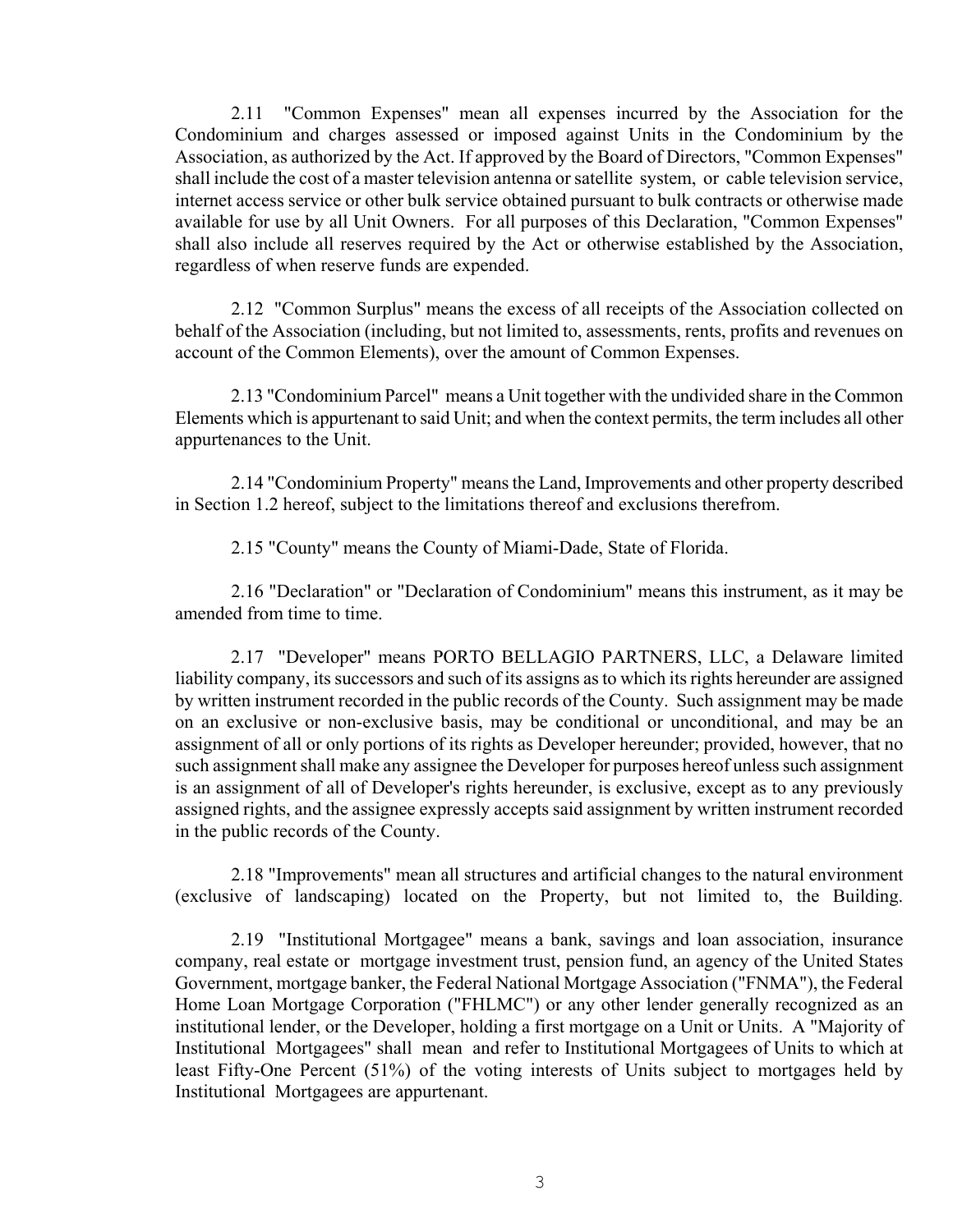2.11 "Common Expenses" mean all expenses incurred by the Association for the Condominium and charges assessed or imposed against Units in the Condominium by the Association, as authorized by the Act. If approved by the Board of Directors, "Common Expenses" shall include the cost of a master television antenna or satellite system, or cable television service, internet access service or other bulk service obtained pursuant to bulk contracts or otherwise made available for use by all Unit Owners. For all purposes of this Declaration, "Common Expenses" shall also include all reserves required by the Act or otherwise established by the Association, regardless of when reserve funds are expended.

2.12 "Common Surplus" means the excess of all receipts of the Association collected on behalf of the Association (including, but not limited to, assessments, rents, profits and revenues on account of the Common Elements), over the amount of Common Expenses.

2.13 "Condominium Parcel" means a Unit together with the undivided share in the Common Elements which is appurtenant to said Unit; and when the context permits, the term includes all other appurtenances to the Unit.

2.14 "Condominium Property" means the Land, Improvements and other property described in Section 1.2 hereof, subject to the limitations thereof and exclusions therefrom.

2.15 "County" means the County of Miami-Dade, State of Florida.

2.16 "Declaration" or "Declaration of Condominium" means this instrument, as it may be amended from time to time.

2.17 "Developer" means PORTO BELLAGIO PARTNERS, LLC, a Delaware limited liability company, its successors and such of its assigns as to which its rights hereunder are assigned by written instrument recorded in the public records of the County. Such assignment may be made on an exclusive or non-exclusive basis, may be conditional or unconditional, and may be an assignment of all or only portions of its rights as Developer hereunder; provided, however, that no such assignment shall make any assignee the Developer for purposes hereof unless such assignment is an assignment of all of Developer's rights hereunder, is exclusive, except as to any previously assigned rights, and the assignee expressly accepts said assignment by written instrument recorded in the public records of the County.

2.18 "Improvements" mean all structures and artificial changes to the natural environment (exclusive of landscaping) located on the Property, but not limited to, the Building.

2.19 "Institutional Mortgagee" means a bank, savings and loan association, insurance company, real estate or mortgage investment trust, pension fund, an agency of the United States Government, mortgage banker, the Federal National Mortgage Association ("FNMA"), the Federal Home Loan Mortgage Corporation ("FHLMC") or any other lender generally recognized as an institutional lender, or the Developer, holding a first mortgage on a Unit or Units. A "Majority of Institutional Mortgagees" shall mean and refer to Institutional Mortgagees of Units to which at least Fifty-One Percent (51%) of the voting interests of Units subject to mortgages held by Institutional Mortgagees are appurtenant.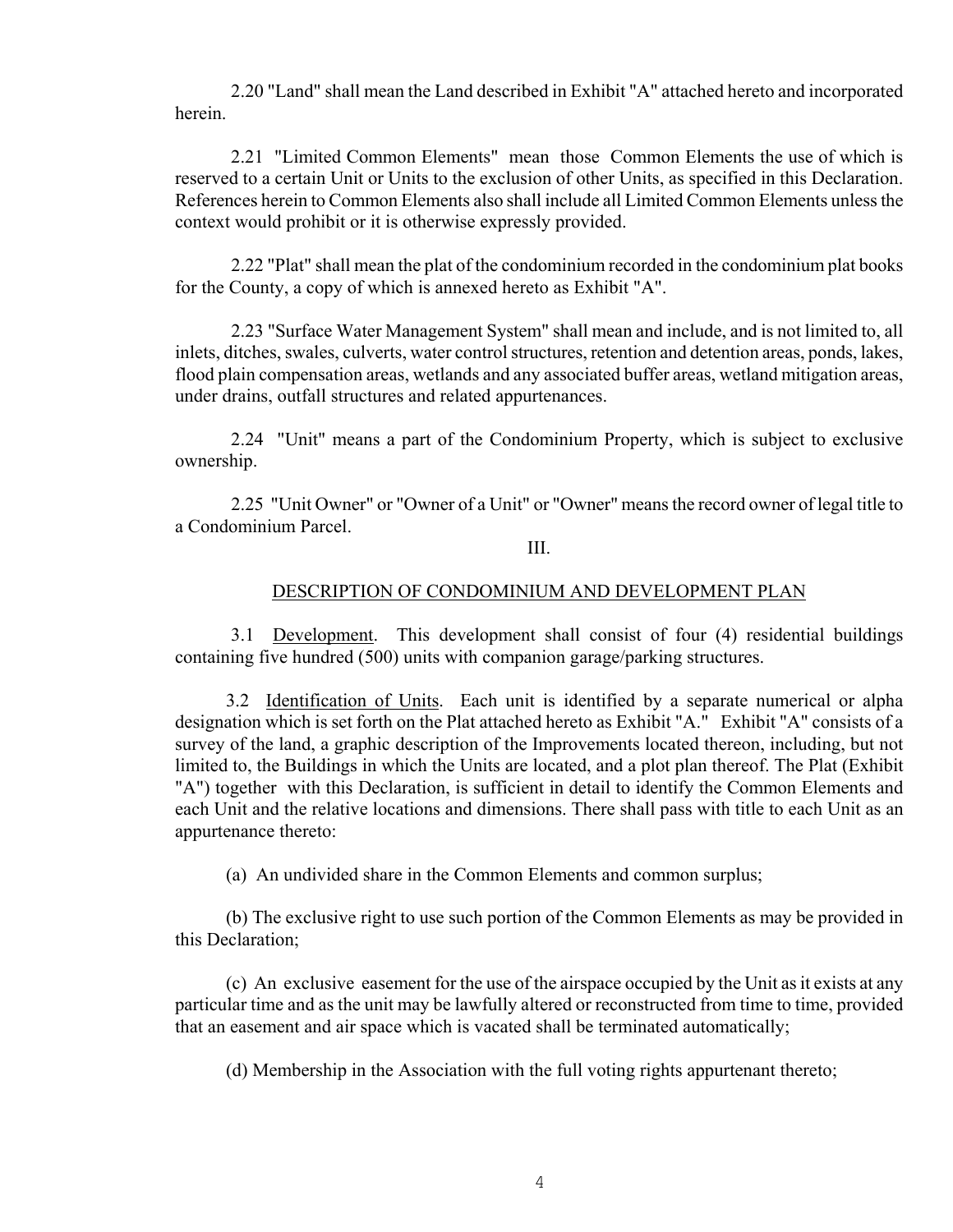2.20 "Land" shall mean the Land described in Exhibit "A" attached hereto and incorporated herein.

2.21 "Limited Common Elements" mean those Common Elements the use of which is reserved to a certain Unit or Units to the exclusion of other Units, as specified in this Declaration. References herein to Common Elements also shall include all Limited Common Elements unless the context would prohibit or it is otherwise expressly provided.

2.22 "Plat" shall mean the plat of the condominium recorded in the condominium plat books for the County, a copy of which is annexed hereto as Exhibit "A".

2.23 "Surface Water Management System" shall mean and include, and is not limited to, all inlets, ditches, swales, culverts, water control structures, retention and detention areas, ponds, lakes, flood plain compensation areas, wetlands and any associated buffer areas, wetland mitigation areas, under drains, outfall structures and related appurtenances.

2.24 "Unit" means a part of the Condominium Property, which is subject to exclusive ownership.

2.25 "Unit Owner" or "Owner of a Unit" or "Owner" means the record owner of legal title to a Condominium Parcel.

III.

DESCRIPTION OF CONDOMINIUM AND DEVELOPMENT PLAN

3.1 Development. This development shall consist of four (4) residential buildings containing five hundred (500) units with companion garage/parking structures.

3.2 Identification of Units. Each unit is identified by a separate numerical or alpha designation which is set forth on the Plat attached hereto as Exhibit "A." Exhibit "A" consists of a survey of the land, a graphic description of the Improvements located thereon, including, but not limited to, the Buildings in which the Units are located, and a plot plan thereof. The Plat (Exhibit "A") together with this Declaration, is sufficient in detail to identify the Common Elements and each Unit and the relative locations and dimensions. There shall pass with title to each Unit as an appurtenance thereto:

(a) An undivided share in the Common Elements and common surplus;

(b) The exclusive right to use such portion of the Common Elements as may be provided in this Declaration;

(c) An exclusive easement for the use of the airspace occupied by the Unit as it exists at any particular time and as the unit may be lawfully altered or reconstructed from time to time, provided that an easement and air space which is vacated shall be terminated automatically;

(d) Membership in the Association with the full voting rights appurtenant thereto;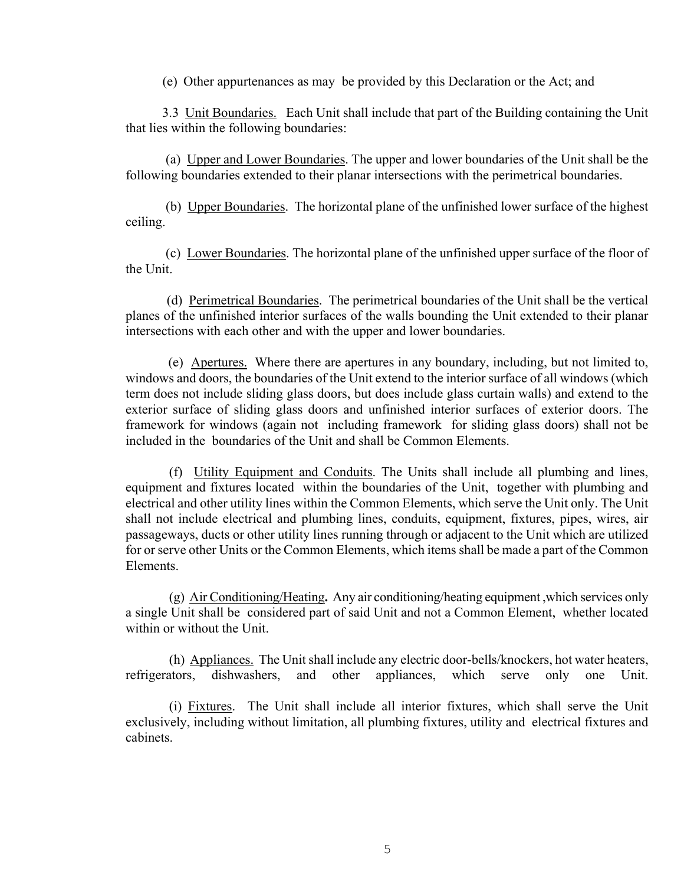(e) Other appurtenances as may be provided by this Declaration or the Act; and

3.3 Unit Boundaries. Each Unit shall include that part of the Building containing the Unit that lies within the following boundaries:

(a) Upper and Lower Boundaries. The upper and lower boundaries of the Unit shall be the following boundaries extended to their planar intersections with the perimetrical boundaries.

(b) Upper Boundaries. The horizontal plane of the unfinished lower surface of the highest ceiling.

(c) Lower Boundaries. The horizontal plane of the unfinished upper surface of the floor of the Unit.

(d) Perimetrical Boundaries. The perimetrical boundaries of the Unit shall be the vertical planes of the unfinished interior surfaces of the walls bounding the Unit extended to their planar intersections with each other and with the upper and lower boundaries.

(e) Apertures. Where there are apertures in any boundary, including, but not limited to, windows and doors, the boundaries of the Unit extend to the interior surface of all windows (which term does not include sliding glass doors, but does include glass curtain walls) and extend to the exterior surface of sliding glass doors and unfinished interior surfaces of exterior doors. The framework for windows (again not including framework for sliding glass doors) shall not be included in the boundaries of the Unit and shall be Common Elements.

(f) Utility Equipment and Conduits. The Units shall include all plumbing and lines, equipment and fixtures located within the boundaries of the Unit, together with plumbing and electrical and other utility lines within the Common Elements, which serve the Unit only. The Unit shall not include electrical and plumbing lines, conduits, equipment, fixtures, pipes, wires, air passageways, ducts or other utility lines running through or adjacent to the Unit which are utilized for or serve other Units or the Common Elements, which items shall be made a part of the Common Elements.

(g) Air Conditioning/Heating. Any air conditioning/heating equipment ,which services only a single Unit shall be considered part of said Unit and not a Common Element, whether located within or without the Unit.

(h) Appliances. The Unit shall include any electric door-bells/knockers, hot water heaters, refrigerators, dishwashers, and other appliances, which serve only one Unit.

(i) Fixtures. The Unit shall include all interior fixtures, which shall serve the Unit exclusively, including without limitation, all plumbing fixtures, utility and electrical fixtures and cabinets.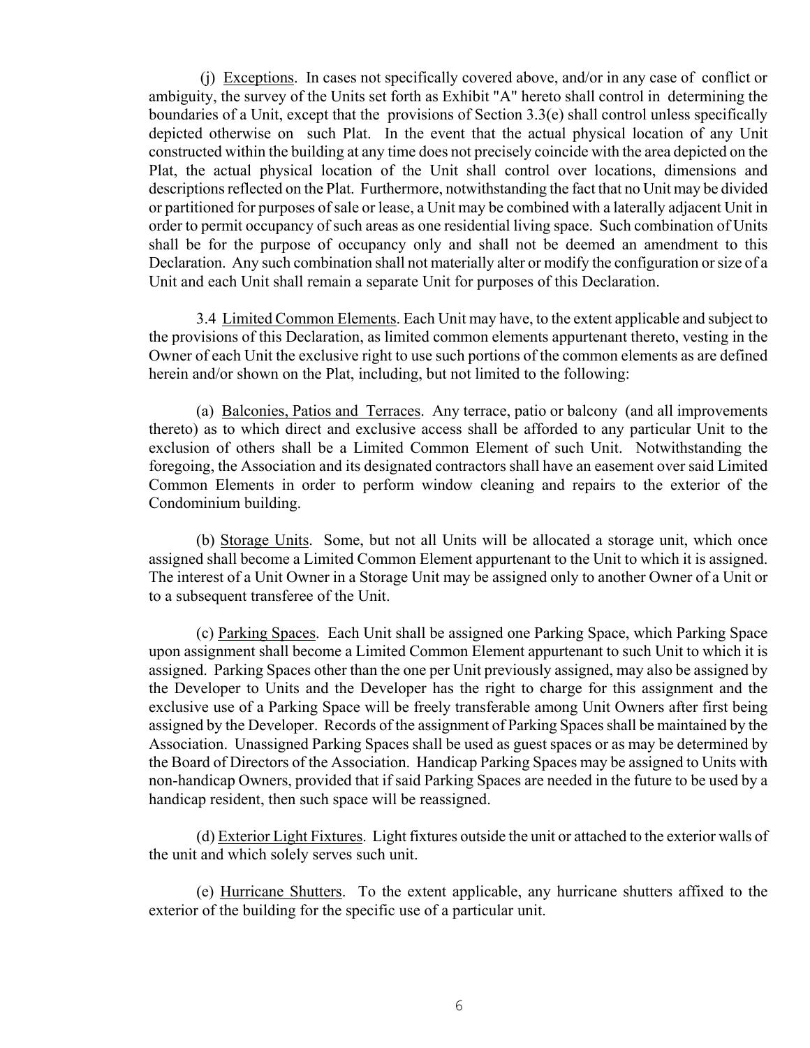(j) Exceptions. In cases not specifically covered above, and/or in any case of conflict or ambiguity, the survey of the Units set forth as Exhibit "A" hereto shall control in determining the boundaries of a Unit, except that the provisions of Section 3.3(e) shall control unless specifically depicted otherwise on such Plat. In the event that the actual physical location of any Unit constructed within the building at any time does not precisely coincide with the area depicted on the Plat, the actual physical location of the Unit shall control over locations, dimensions and descriptions reflected on the Plat. Furthermore, notwithstanding the fact that no Unit may be divided or partitioned for purposes of sale or lease, a Unit may be combined with a laterally adjacent Unit in order to permit occupancy of such areas as one residential living space. Such combination of Units shall be for the purpose of occupancy only and shall not be deemed an amendment to this Declaration. Any such combination shall not materially alter or modify the configuration or size of a Unit and each Unit shall remain a separate Unit for purposes of this Declaration.

3.4 Limited Common Elements. Each Unit may have, to the extent applicable and subject to the provisions of this Declaration, as limited common elements appurtenant thereto, vesting in the Owner of each Unit the exclusive right to use such portions of the common elements as are defined herein and/or shown on the Plat, including, but not limited to the following:

(a) Balconies, Patios and Terraces. Any terrace, patio or balcony (and all improvements thereto) as to which direct and exclusive access shall be afforded to any particular Unit to the exclusion of others shall be a Limited Common Element of such Unit. Notwithstanding the foregoing, the Association and its designated contractors shall have an easement over said Limited Common Elements in order to perform window cleaning and repairs to the exterior of the Condominium building.

(b) Storage Units. Some, but not all Units will be allocated a storage unit, which once assigned shall become a Limited Common Element appurtenant to the Unit to which it is assigned. The interest of a Unit Owner in a Storage Unit may be assigned only to another Owner of a Unit or to a subsequent transferee of the Unit.

(c) Parking Spaces. Each Unit shall be assigned one Parking Space, which Parking Space upon assignment shall become a Limited Common Element appurtenant to such Unit to which it is assigned. Parking Spaces other than the one per Unit previously assigned, may also be assigned by the Developer to Units and the Developer has the right to charge for this assignment and the exclusive use of a Parking Space will be freely transferable among Unit Owners after first being assigned by the Developer. Records of the assignment of Parking Spaces shall be maintained by the Association. Unassigned Parking Spaces shall be used as guest spaces or as may be determined by the Board of Directors of the Association. Handicap Parking Spaces may be assigned to Units with non-handicap Owners, provided that if said Parking Spaces are needed in the future to be used by a handicap resident, then such space will be reassigned.

(d) Exterior Light Fixtures. Light fixtures outside the unit or attached to the exterior walls of the unit and which solely serves such unit.

(e) Hurricane Shutters. To the extent applicable, any hurricane shutters affixed to the exterior of the building for the specific use of a particular unit.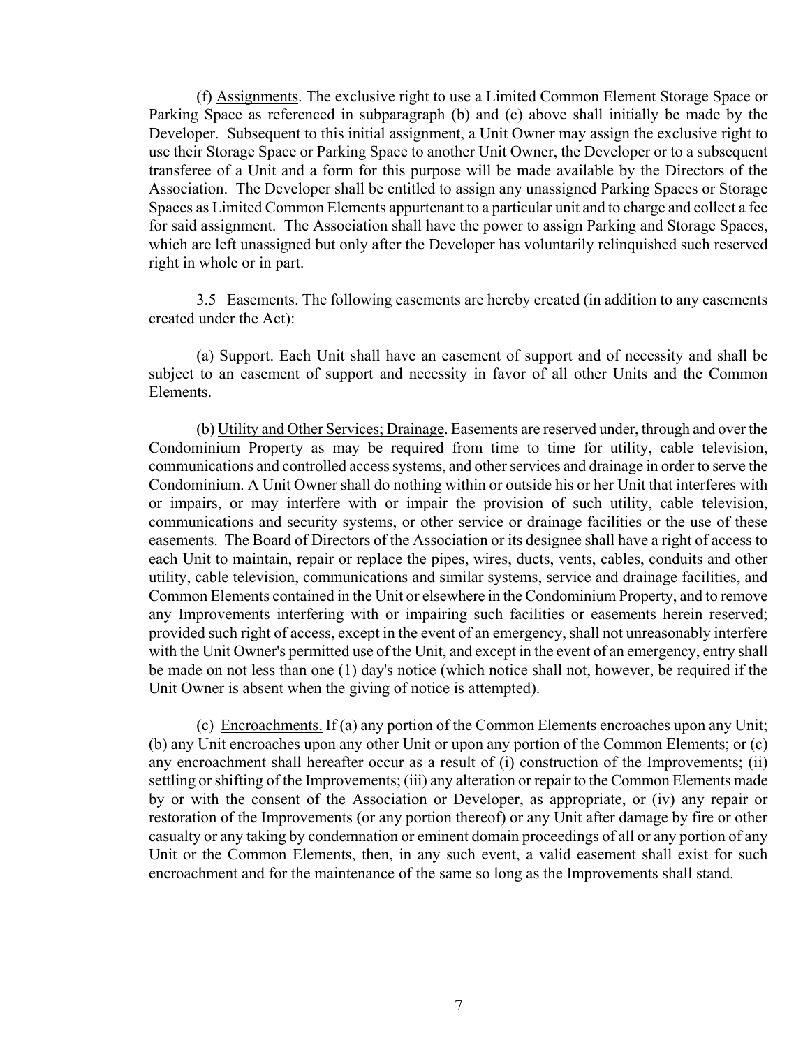(f) Assignments. The exclusive right to use a Limited Common Element Storage Space or Parking Space as referenced in subparagraph (b) and (c) above shall initially be made by the Developer. Subsequent to this initial assignment, a Unit Owner may assign the exclusive right to use their Storage Space or Parking Space to another Unit Owner, the Developer or to a subsequent transferee of a Unit and a form for this purpose will be made available by the Directors of the Association. The Developer shall be entitled to assign any unassigned Parking Spaces or Storage Spaces as Limited Common Elements appurtenant to a particular unit and to charge and collect a fee for said assignment. The Association shall have the power to assign Parking and Storage Spaces, which are left unassigned but only after the Developer has voluntarily relinquished such reserved right in whole or in part.

3.5 Easements. The following easements are hereby created (in addition to any easements created under the Act):

(a) Support. Each Unit shall have an easement of support and of necessity and shall be subject to an easement of support and necessity in favor of all other Units and the Common Elements.

(b) Utility and Other Services; Drainage. Easements are reserved under, through and over the Condominium Property as may be required from time to time for utility, cable television, communications and controlled access systems, and other services and drainage in order to serve the Condominium. A Unit Owner shall do nothing within or outside his or her Unit that interferes with or impairs, or may interfere with or impair the provision of such utility, cable television, communications and security systems, or other service or drainage facilities or the use of these easements. The Board of Directors of the Association or its designee shall have a right of access to each Unit to maintain, repair or replace the pipes, wires, ducts, vents, cables, conduits and other utility, cable television, communications and similar systems, service and drainage facilities, and Common Elements contained in the Unit or elsewhere in the Condominium Property, and to remove any Improvements interfering with or impairing such facilities or easements herein reserved; provided such right of access, except in the event of an emergency, shall not unreasonably interfere with the Unit Owner's permitted use of the Unit, and except in the event of an emergency, entry shall be made on not less than one (1) day's notice (which notice shall not, however, be required if the Unit Owner is absent when the giving of notice is attempted).

(c) Encroachments. If (a) any portion of the Common Elements encroaches upon any Unit; (b) any Unit encroaches upon any other Unit or upon any portion of the Common Elements; or (c) any encroachment shall hereafter occur as a result of (i) construction of the Improvements; (ii) settling or shifting of the Improvements; (iii) any alteration or repair to the Common Elements made by or with the consent of the Association or Developer, as appropriate, or (iv) any repair or restoration of the Improvements (or any portion thereof) or any Unit after damage by fire or other casualty or any taking by condemnation or eminent domain proceedings of all or any portion of any Unit or the Common Elements, then, in any such event, a valid easement shall exist for such encroachment and for the maintenance of the same so long as the Improvements shall stand.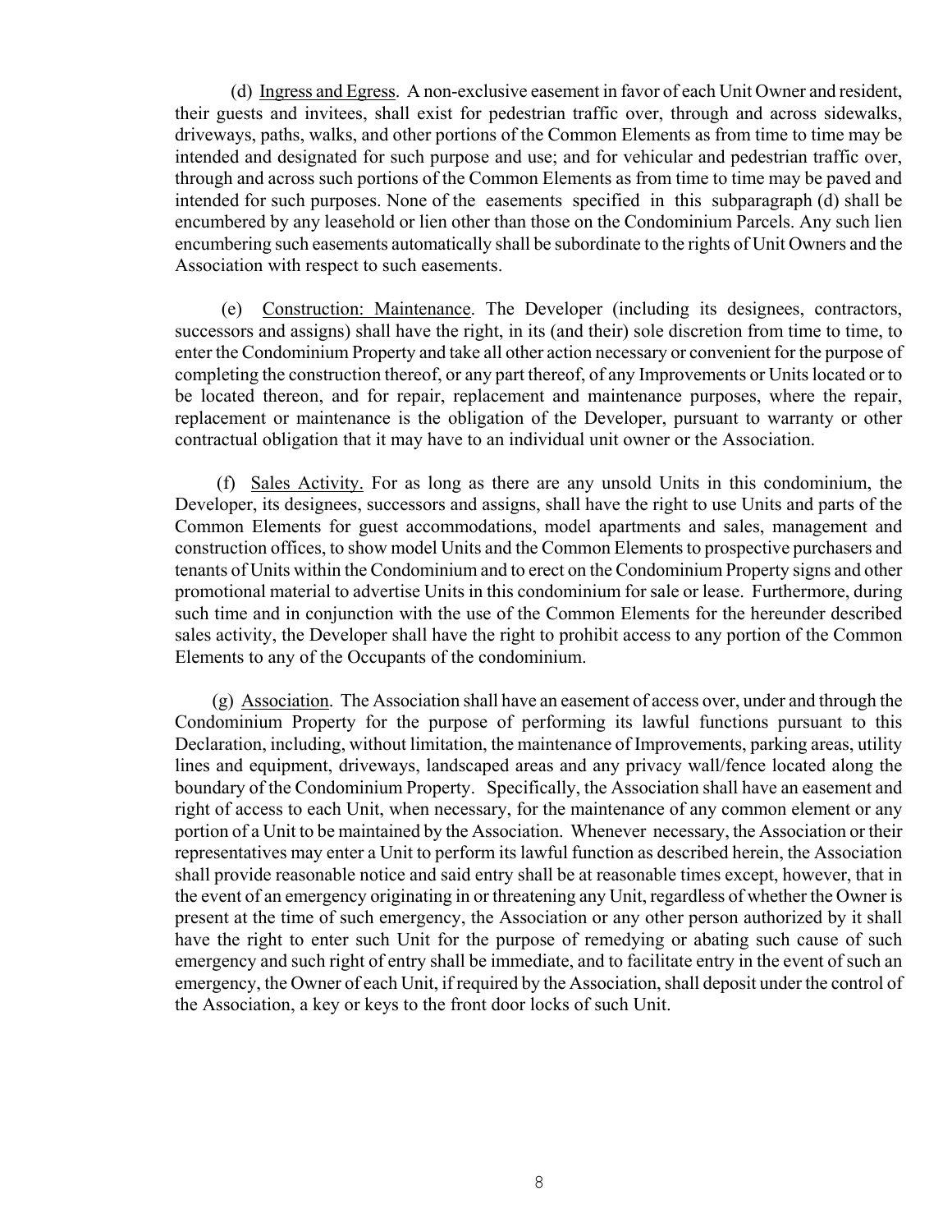(d) Ingress and Egress. A non-exclusive easement in favor of each Unit Owner and resident, their guests and invitees, shall exist for pedestrian traffic over, through and across sidewalks, driveways, paths, walks, and other portions of the Common Elements as from time to time may be intended and designated for such purpose and use; and for vehicular and pedestrian traffic over, through and across such portions of the Common Elements as from time to time may be paved and intended for such purposes. None of the easements specified in this subparagraph (d) shall be encumbered by any leasehold or lien other than those on the Condominium Parcels. Any such lien encumbering such easements automatically shall be subordinate to the rights of Unit Owners and the Association with respect to such easements.

(e) Construction: Maintenance. The Developer (including its designees, contractors, successors and assigns) shall have the right, in its (and their) sole discretion from time to time, to enter the Condominium Property and take all other action necessary or convenient for the purpose of completing the construction thereof, or any part thereof, of any Improvements or Units located or to be located thereon, and for repair, replacement and maintenance purposes, where the repair, replacement or maintenance is the obligation of the Developer, pursuant to warranty or other contractual obligation that it may have to an individual unit owner or the Association.

(f) Sales Activity. For as long as there are any unsold Units in this condominium, the Developer, its designees, successors and assigns, shall have the right to use Units and parts of the Common Elements for guest accommodations, model apartments and sales, management and construction offices, to show model Units and the Common Elements to prospective purchasers and tenants of Units within the Condominium and to erect on the Condominium Property signs and other promotional material to advertise Units in this condominium for sale or lease. Furthermore, during such time and in conjunction with the use of the Common Elements for the hereunder described sales activity, the Developer shall have the right to prohibit access to any portion of the Common Elements to any of the Occupants of the condominium.

(g) Association. The Association shall have an easement of access over, under and through the Condominium Property for the purpose of performing its lawful functions pursuant to this Declaration, including, without limitation, the maintenance of Improvements, parking areas, utility lines and equipment, driveways, landscaped areas and any privacy wall/fence located along the boundary of the Condominium Property. Specifically, the Association shall have an easement and right of access to each Unit, when necessary, for the maintenance of any common element or any portion of a Unit to be maintained by the Association. Whenever necessary, the Association or their representatives may enter a Unit to perform its lawful function as described herein, the Association shall provide reasonable notice and said entry shall be at reasonable times except, however, that in the event of an emergency originating in or threatening any Unit, regardless of whether the Owner is present at the time of such emergency, the Association or any other person authorized by it shall have the right to enter such Unit for the purpose of remedying or abating such cause of such emergency and such right of entry shall be immediate, and to facilitate entry in the event of such an emergency, the Owner of each Unit, if required by the Association, shall deposit under the control of the Association, a key or keys to the front door locks of such Unit.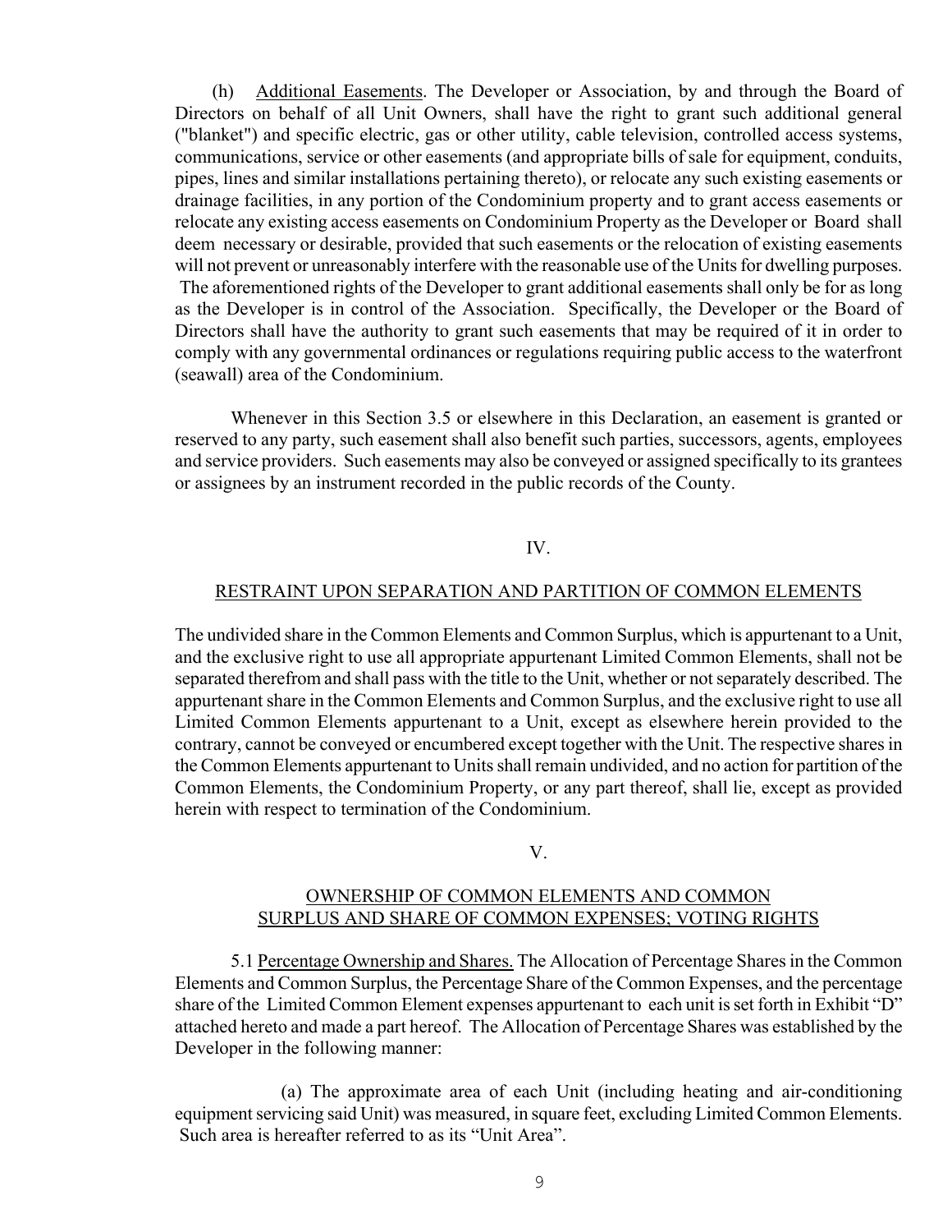(h) Additional Easements. The Developer or Association, by and through the Board of Directors on behalf of all Unit Owners, shall have the right to grant such additional general ("blanket") and specific electric, gas or other utility, cable television, controlled access systems, communications, service or other easements (and appropriate bills of sale for equipment, conduits, pipes, lines and similar installations pertaining thereto), or relocate any such existing easements or drainage facilities, in any portion of the Condominium property and to grant access easements or relocate any existing access easements on Condominium Property as the Developer or Board shall deem necessary or desirable, provided that such easements or the relocation of existing easements will not prevent or unreasonably interfere with the reasonable use of the Units for dwelling purposes. The aforementioned rights of the Developer to grant additional easements shall only be for as long as the Developer is in control of the Association. Specifically, the Developer or the Board of Directors shall have the authority to grant such easements that may be required of it in order to comply with any governmental ordinances or regulations requiring public access to the waterfront (seawall) area of the Condominium.

Whenever in this Section 3.5 or elsewhere in this Declaration, an easement is granted or reserved to any party, such easement shall also benefit such parties, successors, agents, employees and service providers. Such easements may also be conveyed or assigned specifically to its grantees or assignees by an instrument recorded in the public records of the County.

## IV.

## RESTRAINT UPON SEPARATION AND PARTITION OF COMMON ELEMENTS

The undivided share in the Common Elements and Common Surplus, which is appurtenant to a Unit, and the exclusive right to use all appropriate appurtenant Limited Common Elements, shall not be separated therefrom and shall pass with the title to the Unit, whether or not separately described. The appurtenant share in the Common Elements and Common Surplus, and the exclusive right to use all Limited Common Elements appurtenant to a Unit, except as elsewhere herein provided to the contrary, cannot be conveyed or encumbered except together with the Unit. The respective shares in the Common Elements appurtenant to Units shall remain undivided, and no action for partition of the Common Elements, the Condominium Property, or any part thereof, shall lie, except as provided herein with respect to termination of the Condominium.

## V.

## OWNERSHIP OF COMMON ELEMENTS AND COMMON SURPLUS AND SHARE OF COMMON EXPENSES; VOTING RIGHTS

5.1 Percentage Ownership and Shares. The Allocation of Percentage Shares in the Common Elements and Common Surplus, the Percentage Share of the Common Expenses, and the percentage share of the Limited Common Element expenses appurtenant to each unit is set forth in Exhibit "D" attached hereto and made a part hereof. The Allocation of Percentage Shares was established by the Developer in the following manner:

(a) The approximate area of each Unit (including heating and air-conditioning equipment servicing said Unit) was measured, in square feet, excluding Limited Common Elements. Such area is hereafter referred to as its "Unit Area".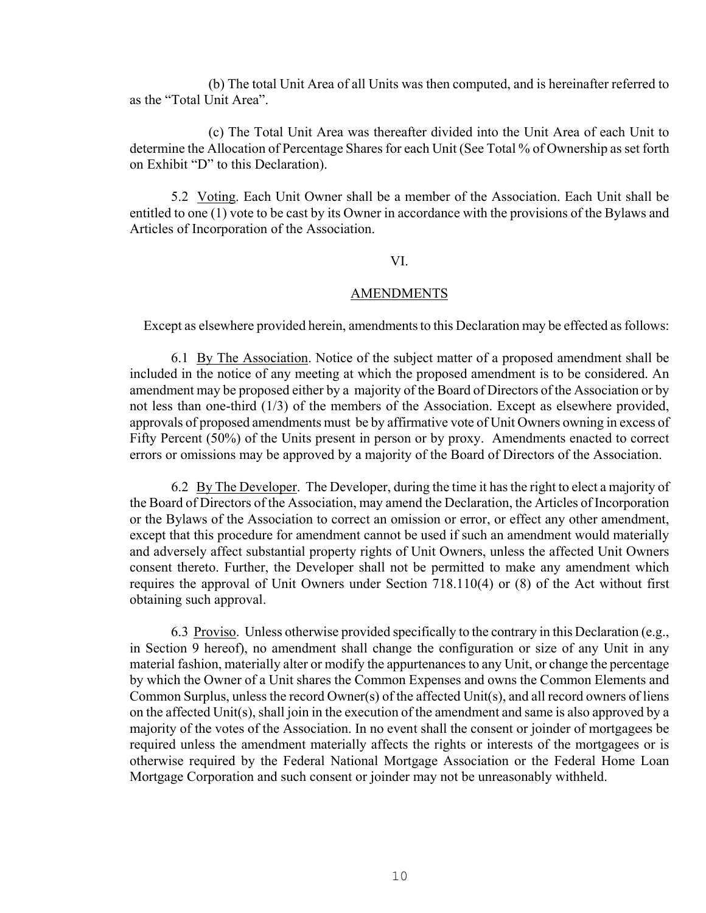(b) The total Unit Area of all Units was then computed, and is hereinafter referred to as the "Total Unit Area".

(c) The Total Unit Area was thereafter divided into the Unit Area of each Unit to determine the Allocation of Percentage Shares for each Unit (See Total % of Ownership as set forth on Exhibit "D" to this Declaration).

5.2 Voting. Each Unit Owner shall be a member of the Association. Each Unit shall be entitled to one (1) vote to be cast by its Owner in accordance with the provisions of the Bylaws and Articles of Incorporation of the Association.

## VI.

## AMENDMENTS

Except as elsewhere provided herein, amendments to this Declaration may be effected as follows:

6.1 By The Association. Notice of the subject matter of a proposed amendment shall be included in the notice of any meeting at which the proposed amendment is to be considered. An amendment may be proposed either by a majority of the Board of Directors of the Association or by not less than one-third (1/3) of the members of the Association. Except as elsewhere provided, approvals of proposed amendments must be by affirmative vote of Unit Owners owning in excess of Fifty Percent (50%) of the Units present in person or by proxy. Amendments enacted to correct errors or omissions may be approved by a majority of the Board of Directors of the Association.

6.2 By The Developer. The Developer, during the time it has the right to elect a majority of the Board of Directors of the Association, may amend the Declaration, the Articles of Incorporation or the Bylaws of the Association to correct an omission or error, or effect any other amendment, except that this procedure for amendment cannot be used if such an amendment would materially and adversely affect substantial property rights of Unit Owners, unless the affected Unit Owners consent thereto. Further, the Developer shall not be permitted to make any amendment which requires the approval of Unit Owners under Section 718.110(4) or (8) of the Act without first obtaining such approval.

6.3 Proviso. Unless otherwise provided specifically to the contrary in this Declaration (e.g., in Section 9 hereof), no amendment shall change the configuration or size of any Unit in any material fashion, materially alter or modify the appurtenances to any Unit, or change the percentage by which the Owner of a Unit shares the Common Expenses and owns the Common Elements and Common Surplus, unless the record Owner(s) of the affected Unit(s), and all record owners of liens on the affected Unit(s), shall join in the execution of the amendment and same is also approved by a majority of the votes of the Association. In no event shall the consent or joinder of mortgagees be required unless the amendment materially affects the rights or interests of the mortgagees or is otherwise required by the Federal National Mortgage Association or the Federal Home Loan Mortgage Corporation and such consent or joinder may not be unreasonably withheld.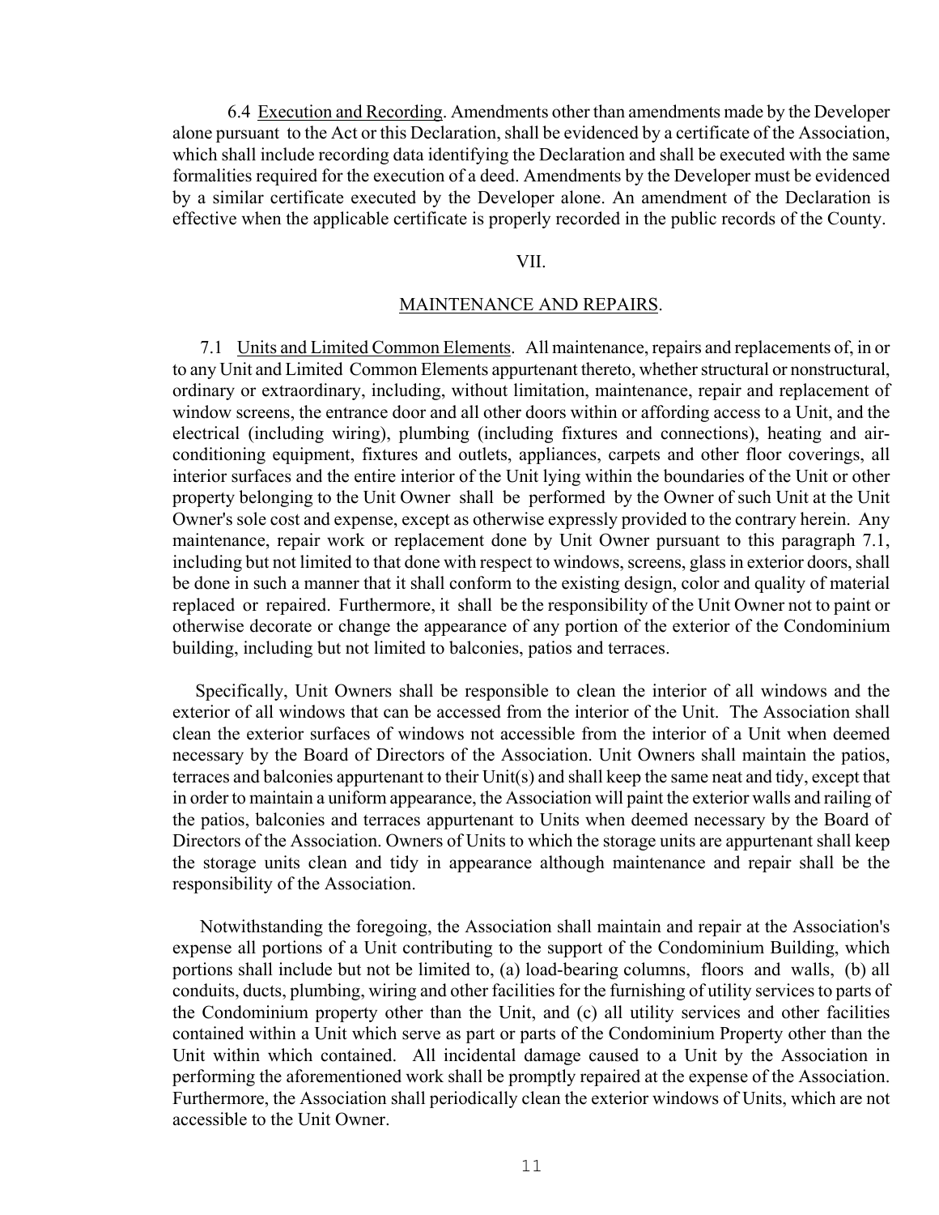6.4 Execution and Recording. Amendments other than amendments made by the Developer alone pursuant to the Act or this Declaration, shall be evidenced by a certificate of the Association, which shall include recording data identifying the Declaration and shall be executed with the same formalities required for the execution of a deed. Amendments by the Developer must be evidenced by a similar certificate executed by the Developer alone. An amendment of the Declaration is effective when the applicable certificate is properly recorded in the public records of the County.

## VII.

## MAINTENANCE AND REPAIRS.

7.1 Units and Limited Common Elements. All maintenance, repairs and replacements of, in or to any Unit and Limited Common Elements appurtenant thereto, whether structural or nonstructural, ordinary or extraordinary, including, without limitation, maintenance, repair and replacement of window screens, the entrance door and all other doors within or affording access to a Unit, and the electrical (including wiring), plumbing (including fixtures and connections), heating and air-conditioning equipment, fixtures and outlets, appliances, carpets and other floor coverings, all interior surfaces and the entire interior of the Unit lying within the boundaries of the Unit or other property belonging to the Unit Owner shall be performed by the Owner of such Unit at the Unit Owner's sole cost and expense, except as otherwise expressly provided to the contrary herein. Any maintenance, repair work or replacement done by Unit Owner pursuant to this paragraph 7.1, including but not limited to that done with respect to windows, screens, glass in exterior doors, shall be done in such a manner that it shall conform to the existing design, color and quality of material replaced or repaired. Furthermore, it shall be the responsibility of the Unit Owner not to paint or otherwise decorate or change the appearance of any portion of the exterior of the Condominium building, including but not limited to balconies, patios and terraces.

Specifically, Unit Owners shall be responsible to clean the interior of all windows and the exterior of all windows that can be accessed from the interior of the Unit. The Association shall clean the exterior surfaces of windows not accessible from the interior of a Unit when deemed necessary by the Board of Directors of the Association. Unit Owners shall maintain the patios, terraces and balconies appurtenant to their Unit(s) and shall keep the same neat and tidy, except that in order to maintain a uniform appearance, the Association will paint the exterior walls and railing of the patios, balconies and terraces appurtenant to Units when deemed necessary by the Board of Directors of the Association. Owners of Units to which the storage units are appurtenant shall keep the storage units clean and tidy in appearance although maintenance and repair shall be the responsibility of the Association.

Notwithstanding the foregoing, the Association shall maintain and repair at the Association's expense all portions of a Unit contributing to the support of the Condominium Building, which portions shall include but not be limited to, (a) load-bearing columns, floors and walls, (b) all conduits, ducts, plumbing, wiring and other facilities for the furnishing of utility services to parts of the Condominium property other than the Unit, and (c) all utility services and other facilities contained within a Unit which serve as part or parts of the Condominium Property other than the Unit within which contained. All incidental damage caused to a Unit by the Association in performing the aforementioned work shall be promptly repaired at the expense of the Association. Furthermore, the Association shall periodically clean the exterior windows of Units, which are not accessible to the Unit Owner.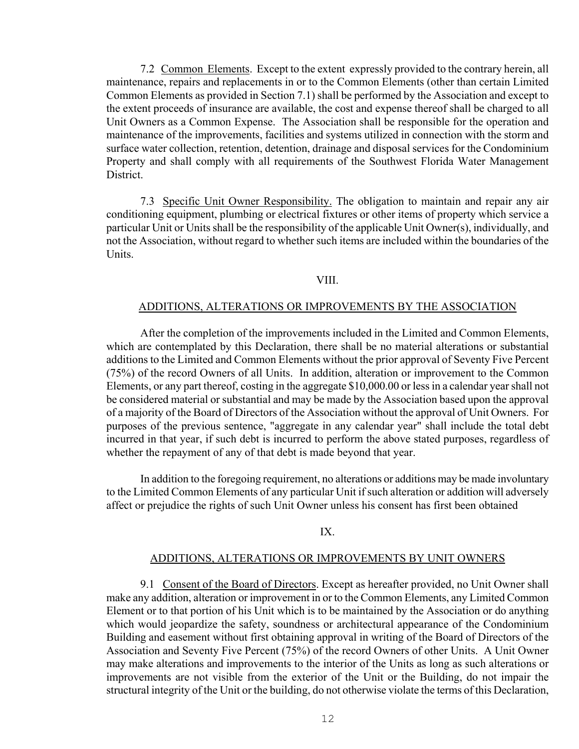7.2 Common Elements. Except to the extent expressly provided to the contrary herein, all maintenance, repairs and replacements in or to the Common Elements (other than certain Limited Common Elements as provided in Section 7.1) shall be performed by the Association and except to the extent proceeds of insurance are available, the cost and expense thereof shall be charged to all Unit Owners as a Common Expense. The Association shall be responsible for the operation and maintenance of the improvements, facilities and systems utilized in connection with the storm and surface water collection, retention, detention, drainage and disposal services for the Condominium Property and shall comply with all requirements of the Southwest Florida Water Management District.

7.3 Specific Unit Owner Responsibility. The obligation to maintain and repair any air conditioning equipment, plumbing or electrical fixtures or other items of property which service a particular Unit or Units shall be the responsibility of the applicable Unit Owner(s), individually, and not the Association, without regard to whether such items are included within the boundaries of the Units.

## VIII.

## ADDITIONS, ALTERATIONS OR IMPROVEMENTS BY THE ASSOCIATION

After the completion of the improvements included in the Limited and Common Elements, which are contemplated by this Declaration, there shall be no material alterations or substantial additions to the Limited and Common Elements without the prior approval of Seventy Five Percent (75%) of the record Owners of all Units. In addition, alteration or improvement to the Common Elements, or any part thereof, costing in the aggregate $10,000.00 or less in a calendar year shall not be considered material or substantial and may be made by the Association based upon the approval of a majority of the Board of Directors of the Association without the approval of Unit Owners. For purposes of the previous sentence, "aggregate in any calendar year" shall include the total debt incurred in that year, if such debt is incurred to perform the above stated purposes, regardless of whether the repayment of any of that debt is made beyond that year.

In addition to the foregoing requirement, no alterations or additions may be made involuntary to the Limited Common Elements of any particular Unit if such alteration or addition will adversely affect or prejudice the rights of such Unit Owner unless his consent has first been obtained

## IX.

## ADDITIONS, ALTERATIONS OR IMPROVEMENTS BY UNIT OWNERS

9.1 Consent of the Board of Directors. Except as hereafter provided, no Unit Owner shall make any addition, alteration or improvement in or to the Common Elements, any Limited Common Element or to that portion of his Unit which is to be maintained by the Association or do anything which would jeopardize the safety, soundness or architectural appearance of the Condominium Building and easement without first obtaining approval in writing of the Board of Directors of the Association and Seventy Five Percent (75%) of the record Owners of other Units. A Unit Owner may make alterations and improvements to the interior of the Units as long as such alterations or improvements are not visible from the exterior of the Unit or the Building, do not impair the structural integrity of the Unit or the building, do not otherwise violate the terms of this Declaration,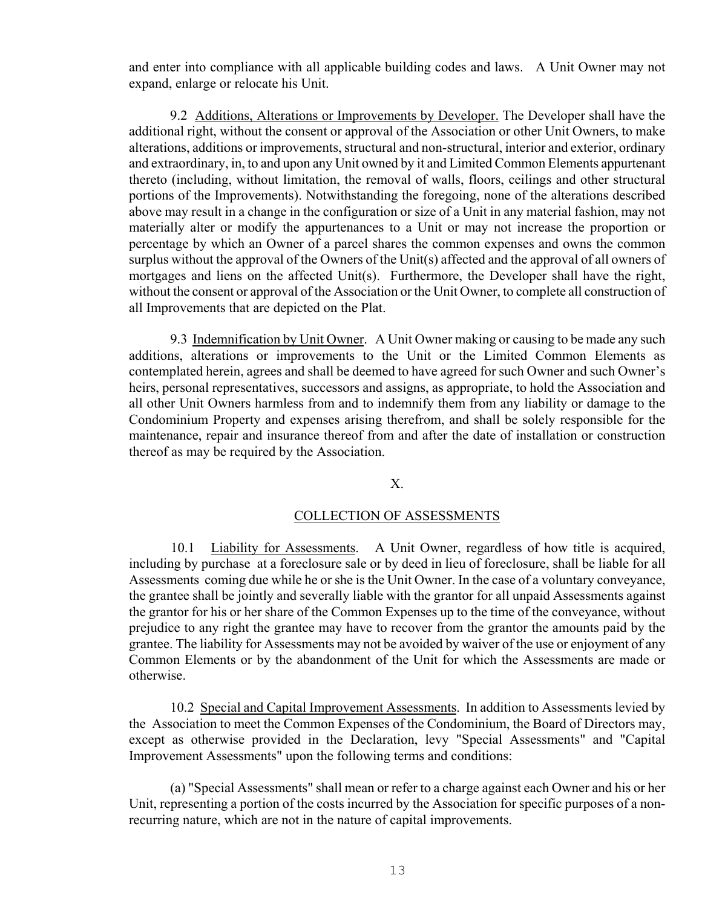and enter into compliance with all applicable building codes and laws. A Unit Owner may not expand, enlarge or relocate his Unit.

9.2 Additions, Alterations or Improvements by Developer. The Developer shall have the additional right, without the consent or approval of the Association or other Unit Owners, to make alterations, additions or improvements, structural and non-structural, interior and exterior, ordinary and extraordinary, in, to and upon any Unit owned by it and Limited Common Elements appurtenant thereto (including, without limitation, the removal of walls, floors, ceilings and other structural portions of the Improvements). Notwithstanding the foregoing, none of the alterations described above may result in a change in the configuration or size of a Unit in any material fashion, may not materially alter or modify the appurtenances to a Unit or may not increase the proportion or percentage by which an Owner of a parcel shares the common expenses and owns the common surplus without the approval of the Owners of the Unit(s) affected and the approval of all owners of mortgages and liens on the affected Unit(s). Furthermore, the Developer shall have the right, without the consent or approval of the Association or the Unit Owner, to complete all construction of all Improvements that are depicted on the Plat.

9.3 Indemnification by Unit Owner. A Unit Owner making or causing to be made any such additions, alterations or improvements to the Unit or the Limited Common Elements as contemplated herein, agrees and shall be deemed to have agreed for such Owner and such Owner's heirs, personal representatives, successors and assigns, as appropriate, to hold the Association and all other Unit Owners harmless from and to indemnify them from any liability or damage to the Condominium Property and expenses arising therefrom, and shall be solely responsible for the maintenance, repair and insurance thereof from and after the date of installation or construction thereof as may be required by the Association.

## X.

## COLLECTION OF ASSESSMENTS

10.1 Liability for Assessments. A Unit Owner, regardless of how title is acquired, including by purchase at a foreclosure sale or by deed in lieu of foreclosure, shall be liable for all Assessments coming due while he or she is the Unit Owner. In the case of a voluntary conveyance, the grantee shall be jointly and severally liable with the grantor for all unpaid Assessments against the grantor for his or her share of the Common Expenses up to the time of the conveyance, without prejudice to any right the grantee may have to recover from the grantor the amounts paid by the grantee. The liability for Assessments may not be avoided by waiver of the use or enjoyment of any Common Elements or by the abandonment of the Unit for which the Assessments are made or otherwise.

10.2 Special and Capital Improvement Assessments. In addition to Assessments levied by the Association to meet the Common Expenses of the Condominium, the Board of Directors may, except as otherwise provided in the Declaration, levy "Special Assessments" and "Capital Improvement Assessments" upon the following terms and conditions:

(a) "Special Assessments" shall mean or refer to a charge against each Owner and his or her Unit, representing a portion of the costs incurred by the Association for specific purposes of a non-recurring nature, which are not in the nature of capital improvements.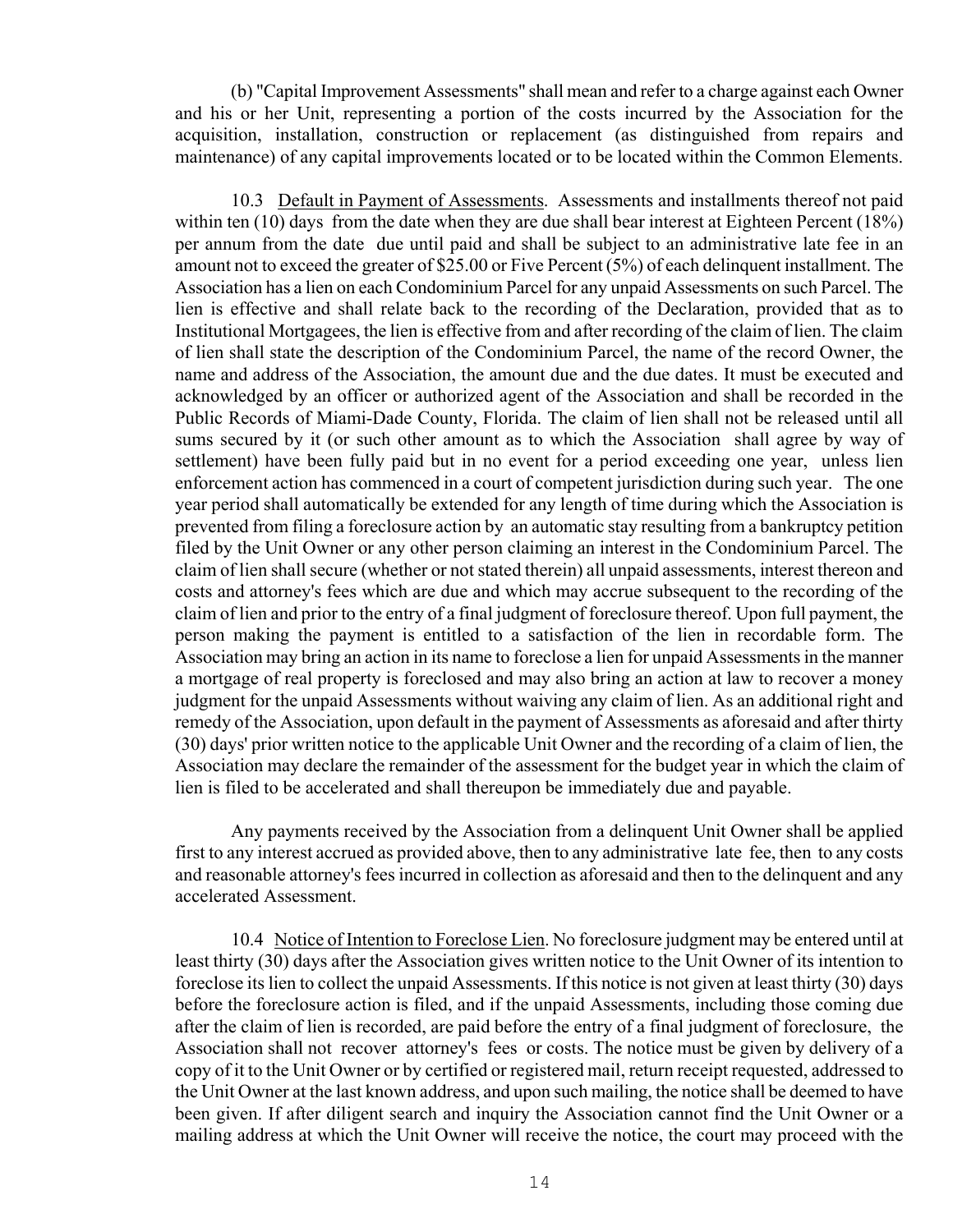(b) "Capital Improvement Assessments" shall mean and refer to a charge against each Owner and his or her Unit, representing a portion of the costs incurred by the Association for the acquisition, installation, construction or replacement (as distinguished from repairs and maintenance) of any capital improvements located or to be located within the Common Elements.

10.3 Default in Payment of Assessments. Assessments and installments thereof not paid within ten (10) days from the date when they are due shall bear interest at Eighteen Percent (18%) per annum from the date due until paid and shall be subject to an administrative late fee in an amount not to exceed the greater of $25.00 or Five Percent (5%) of each delinquent installment. The Association has a lien on each Condominium Parcel for any unpaid Assessments on such Parcel. The lien is effective and shall relate back to the recording of the Declaration, provided that as to Institutional Mortgagees, the lien is effective from and after recording of the claim of lien. The claim of lien shall state the description of the Condominium Parcel, the name of the record Owner, the name and address of the Association, the amount due and the due dates. It must be executed and acknowledged by an officer or authorized agent of the Association and shall be recorded in the Public Records of Miami-Dade County, Florida. The claim of lien shall not be released until all sums secured by it (or such other amount as to which the Association shall agree by way of settlement) have been fully paid but in no event for a period exceeding one year, unless lien enforcement action has commenced in a court of competent jurisdiction during such year. The one year period shall automatically be extended for any length of time during which the Association is prevented from filing a foreclosure action by an automatic stay resulting from a bankruptcy petition filed by the Unit Owner or any other person claiming an interest in the Condominium Parcel. The claim of lien shall secure (whether or not stated therein) all unpaid assessments, interest thereon and costs and attorney's fees which are due and which may accrue subsequent to the recording of the claim of lien and prior to the entry of a final judgment of foreclosure thereof. Upon full payment, the person making the payment is entitled to a satisfaction of the lien in recordable form. The Association may bring an action in its name to foreclose a lien for unpaid Assessments in the manner a mortgage of real property is foreclosed and may also bring an action at law to recover a money judgment for the unpaid Assessments without waiving any claim of lien. As an additional right and remedy of the Association, upon default in the payment of Assessments as aforesaid and after thirty (30) days' prior written notice to the applicable Unit Owner and the recording of a claim of lien, the Association may declare the remainder of the assessment for the budget year in which the claim of lien is filed to be accelerated and shall thereupon be immediately due and payable.

Any payments received by the Association from a delinquent Unit Owner shall be applied first to any interest accrued as provided above, then to any administrative late fee, then to any costs and reasonable attorney's fees incurred in collection as aforesaid and then to the delinquent and any accelerated Assessment.

10.4 Notice of Intention to Foreclose Lien. No foreclosure judgment may be entered until at least thirty (30) days after the Association gives written notice to the Unit Owner of its intention to foreclose its lien to collect the unpaid Assessments. If this notice is not given at least thirty (30) days before the foreclosure action is filed, and if the unpaid Assessments, including those coming due after the claim of lien is recorded, are paid before the entry of a final judgment of foreclosure, the Association shall not recover attorney's fees or costs. The notice must be given by delivery of a copy of it to the Unit Owner or by certified or registered mail, return receipt requested, addressed to the Unit Owner at the last known address, and upon such mailing, the notice shall be deemed to have been given. If after diligent search and inquiry the Association cannot find the Unit Owner or a mailing address at which the Unit Owner will receive the notice, the court may proceed with the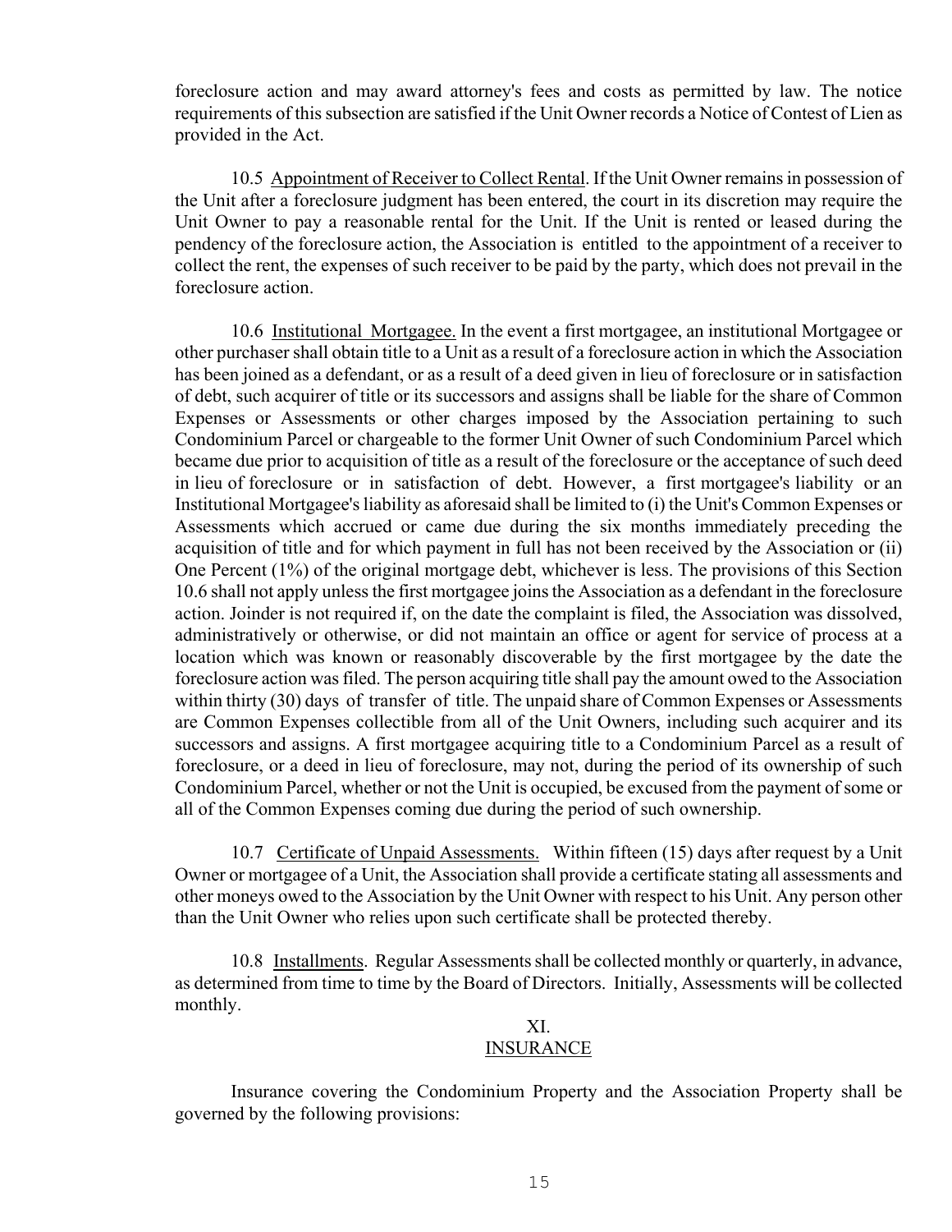foreclosure action and may award attorney's fees and costs as permitted by law. The notice requirements of this subsection are satisfied if the Unit Owner records a Notice of Contest of Lien as provided in the Act.

10.5 Appointment of Receiver to Collect Rental. If the Unit Owner remains in possession of the Unit after a foreclosure judgment has been entered, the court in its discretion may require the Unit Owner to pay a reasonable rental for the Unit. If the Unit is rented or leased during the pendency of the foreclosure action, the Association is entitled to the appointment of a receiver to collect the rent, the expenses of such receiver to be paid by the party, which does not prevail in the foreclosure action.

10.6 Institutional Mortgagee. In the event a first mortgagee, an institutional Mortgagee or other purchaser shall obtain title to a Unit as a result of a foreclosure action in which the Association has been joined as a defendant, or as a result of a deed given in lieu of foreclosure or in satisfaction of debt, such acquirer of title or its successors and assigns shall be liable for the share of Common Expenses or Assessments or other charges imposed by the Association pertaining to such Condominium Parcel or chargeable to the former Unit Owner of such Condominium Parcel which became due prior to acquisition of title as a result of the foreclosure or the acceptance of such deed in lieu of foreclosure or in satisfaction of debt. However, a first mortgagee's liability or an Institutional Mortgagee's liability as aforesaid shall be limited to (i) the Unit's Common Expenses or Assessments which accrued or came due during the six months immediately preceding the acquisition of title and for which payment in full has not been received by the Association or (ii) One Percent (1%) of the original mortgage debt, whichever is less. The provisions of this Section 10.6 shall not apply unless the first mortgagee joins the Association as a defendant in the foreclosure action. Joinder is not required if, on the date the complaint is filed, the Association was dissolved, administratively or otherwise, or did not maintain an office or agent for service of process at a location which was known or reasonably discoverable by the first mortgagee by the date the foreclosure action was filed. The person acquiring title shall pay the amount owed to the Association within thirty (30) days of transfer of title. The unpaid share of Common Expenses or Assessments are Common Expenses collectible from all of the Unit Owners, including such acquirer and its successors and assigns. A first mortgagee acquiring title to a Condominium Parcel as a result of foreclosure, or a deed in lieu of foreclosure, may not, during the period of its ownership of such Condominium Parcel, whether or not the Unit is occupied, be excused from the payment of some or all of the Common Expenses coming due during the period of such ownership.

10.7 Certificate of Unpaid Assessments. Within fifteen (15) days after request by a Unit Owner or mortgagee of a Unit, the Association shall provide a certificate stating all assessments and other moneys owed to the Association by the Unit Owner with respect to his Unit. Any person other than the Unit Owner who relies upon such certificate shall be protected thereby.

10.8 Installments. Regular Assessments shall be collected monthly or quarterly, in advance, as determined from time to time by the Board of Directors. Initially, Assessments will be collected monthly.

## XI. INSURANCE

Insurance covering the Condominium Property and the Association Property shall be governed by the following provisions: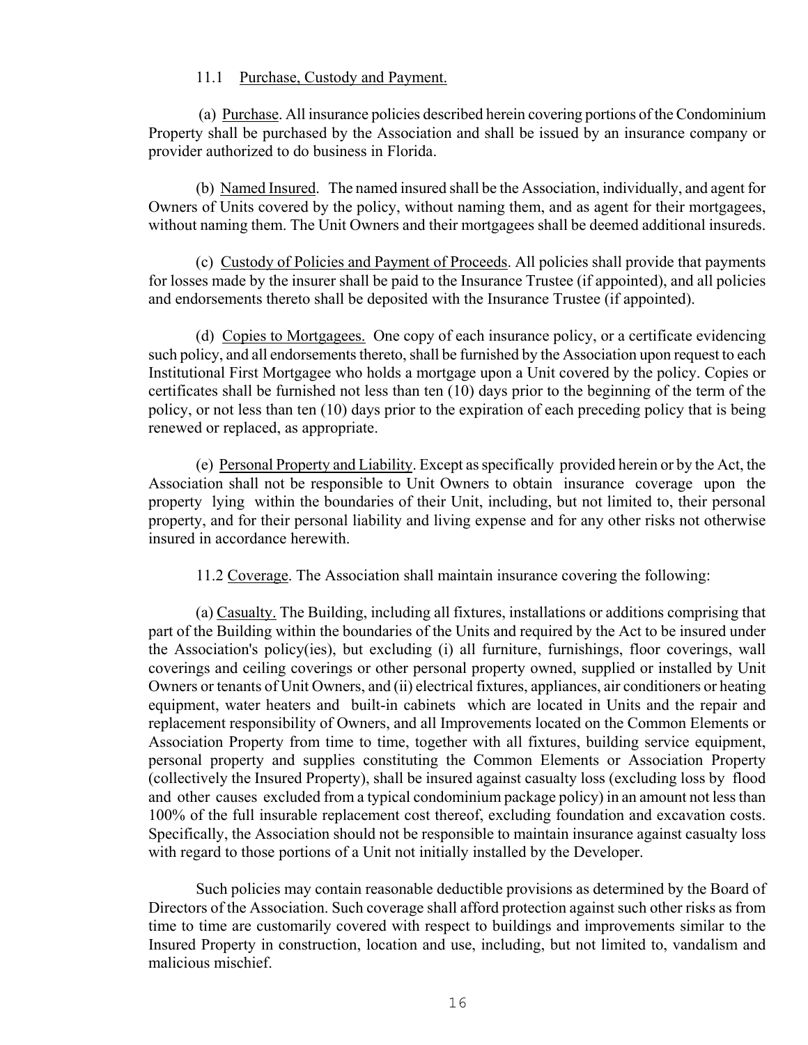11.1 Purchase, Custody and Payment.

(a) Purchase. All insurance policies described herein covering portions of the Condominium Property shall be purchased by the Association and shall be issued by an insurance company or provider authorized to do business in Florida.

(b) Named Insured. The named insured shall be the Association, individually, and agent for Owners of Units covered by the policy, without naming them, and as agent for their mortgagees, without naming them. The Unit Owners and their mortgagees shall be deemed additional insureds.

(c) Custody of Policies and Payment of Proceeds. All policies shall provide that payments for losses made by the insurer shall be paid to the Insurance Trustee (if appointed), and all policies and endorsements thereto shall be deposited with the Insurance Trustee (if appointed).

(d) Copies to Mortgagees. One copy of each insurance policy, or a certificate evidencing such policy, and all endorsements thereto, shall be furnished by the Association upon request to each Institutional First Mortgagee who holds a mortgage upon a Unit covered by the policy. Copies or certificates shall be furnished not less than ten (10) days prior to the beginning of the term of the policy, or not less than ten (10) days prior to the expiration of each preceding policy that is being renewed or replaced, as appropriate.

(e) Personal Property and Liability. Except as specifically provided herein or by the Act, the Association shall not be responsible to Unit Owners to obtain insurance coverage upon the property lying within the boundaries of their Unit, including, but not limited to, their personal property, and for their personal liability and living expense and for any other risks not otherwise insured in accordance herewith.

11.2 Coverage. The Association shall maintain insurance covering the following:

(a) Casualty. The Building, including all fixtures, installations or additions comprising that part of the Building within the boundaries of the Units and required by the Act to be insured under the Association's policy(ies), but excluding (i) all furniture, furnishings, floor coverings, wall coverings and ceiling coverings or other personal property owned, supplied or installed by Unit Owners or tenants of Unit Owners, and (ii) electrical fixtures, appliances, air conditioners or heating equipment, water heaters and built-in cabinets which are located in Units and the repair and replacement responsibility of Owners, and all Improvements located on the Common Elements or Association Property from time to time, together with all fixtures, building service equipment, personal property and supplies constituting the Common Elements or Association Property (collectively the Insured Property), shall be insured against casualty loss (excluding loss by flood and other causes excluded from a typical condominium package policy) in an amount not less than 100% of the full insurable replacement cost thereof, excluding foundation and excavation costs. Specifically, the Association should not be responsible to maintain insurance against casualty loss with regard to those portions of a Unit not initially installed by the Developer.

Such policies may contain reasonable deductible provisions as determined by the Board of Directors of the Association. Such coverage shall afford protection against such other risks as from time to time are customarily covered with respect to buildings and improvements similar to the Insured Property in construction, location and use, including, but not limited to, vandalism and malicious mischief.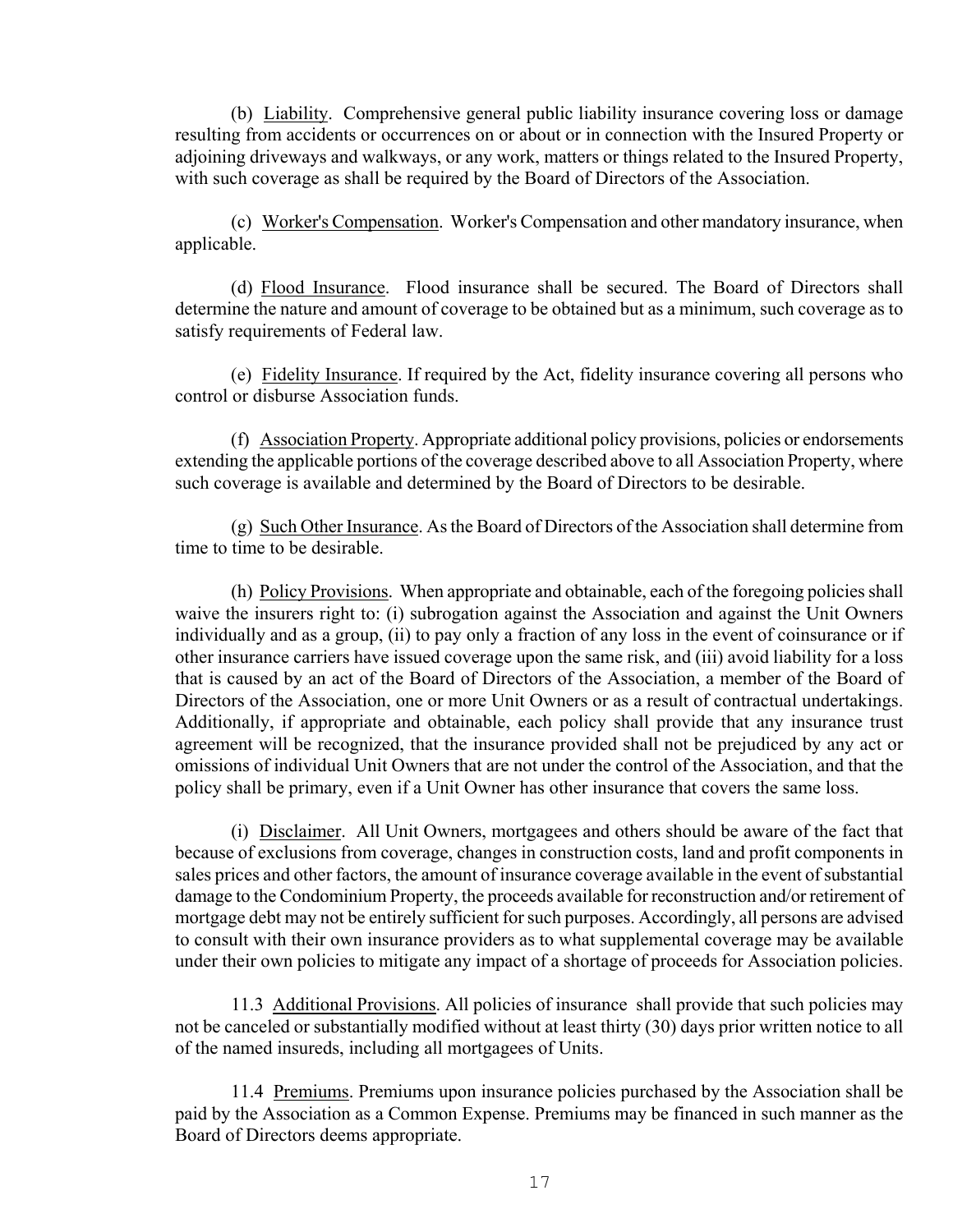(b) <u>Liability</u>. Comprehensive general public liability insurance covering loss or damage resulting from accidents or occurrences on or about or in connection with the Insured Property or adjoining driveways and walkways, or any work, matters or things related to the Insured Property, with such coverage as shall be required by the Board of Directors of the Association.

(c) <u>Worker's Compensation</u>. Worker's Compensation and other mandatory insurance, when applicable.

(d) <u>Flood Insurance</u>. Flood insurance shall be secured. The Board of Directors shall determine the nature and amount of coverage to be obtained but as a minimum, such coverage as to satisfy requirements of Federal law.

(e) <u>Fidelity Insurance</u>. If required by the Act, fidelity insurance covering all persons who control or disburse Association funds.

(f) <u>Association Property</u>. Appropriate additional policy provisions, policies or endorsements extending the applicable portions of the coverage described above to all Association Property, where such coverage is available and determined by the Board of Directors to be desirable.

(g) <u>Such Other Insurance</u>. As the Board of Directors of the Association shall determine from time to time to be desirable.

(h) <u>Policy Provisions</u>. When appropriate and obtainable, each of the foregoing policies shall waive the insurers right to: (i) subrogation against the Association and against the Unit Owners individually and as a group, (ii) to pay only a fraction of any loss in the event of coinsurance or if other insurance carriers have issued coverage upon the same risk, and (iii) avoid liability for a loss that is caused by an act of the Board of Directors of the Association, a member of the Board of Directors of the Association, one or more Unit Owners or as a result of contractual undertakings. Additionally, if appropriate and obtainable, each policy shall provide that any insurance trust agreement will be recognized, that the insurance provided shall not be prejudiced by any act or omissions of individual Unit Owners that are not under the control of the Association, and that the policy shall be primary, even if a Unit Owner has other insurance that covers the same loss.

(i) <u>Disclaimer</u>. All Unit Owners, mortgagees and others should be aware of the fact that because of exclusions from coverage, changes in construction costs, land and profit components in sales prices and other factors, the amount of insurance coverage available in the event of substantial damage to the Condominium Property, the proceeds available for reconstruction and/or retirement of mortgage debt may not be entirely sufficient for such purposes. Accordingly, all persons are advised to consult with their own insurance providers as to what supplemental coverage may be available under their own policies to mitigate any impact of a shortage of proceeds for Association policies.

11.3 <u>Additional Provisions</u>. All policies of insurance shall provide that such policies may not be canceled or substantially modified without at least thirty (30) days prior written notice to all of the named insureds, including all mortgagees of Units.

11.4 <u>Premiums</u>. Premiums upon insurance policies purchased by the Association shall be paid by the Association as a Common Expense. Premiums may be financed in such manner as the Board of Directors deems appropriate.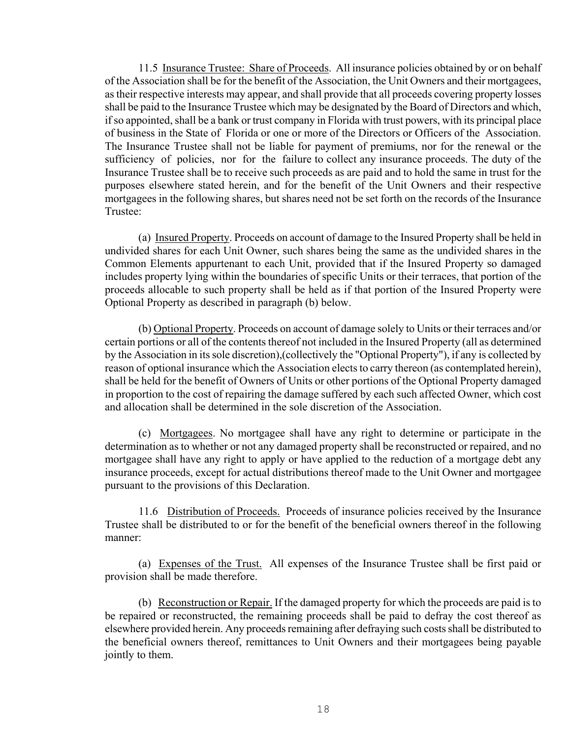11.5 Insurance Trustee: Share of Proceeds. All insurance policies obtained by or on behalf of the Association shall be for the benefit of the Association, the Unit Owners and their mortgagees, as their respective interests may appear, and shall provide that all proceeds covering property losses shall be paid to the Insurance Trustee which may be designated by the Board of Directors and which, if so appointed, shall be a bank or trust company in Florida with trust powers, with its principal place of business in the State of Florida or one or more of the Directors or Officers of the Association. The Insurance Trustee shall not be liable for payment of premiums, nor for the renewal or the sufficiency of policies, nor for the failure to collect any insurance proceeds. The duty of the Insurance Trustee shall be to receive such proceeds as are paid and to hold the same in trust for the purposes elsewhere stated herein, and for the benefit of the Unit Owners and their respective mortgagees in the following shares, but shares need not be set forth on the records of the Insurance Trustee:

(a) Insured Property. Proceeds on account of damage to the Insured Property shall be held in undivided shares for each Unit Owner, such shares being the same as the undivided shares in the Common Elements appurtenant to each Unit, provided that if the Insured Property so damaged includes property lying within the boundaries of specific Units or their terraces, that portion of the proceeds allocable to such property shall be held as if that portion of the Insured Property were Optional Property as described in paragraph (b) below.

(b) Optional Property. Proceeds on account of damage solely to Units or their terraces and/or certain portions or all of the contents thereof not included in the Insured Property (all as determined by the Association in its sole discretion),(collectively the "Optional Property"), if any is collected by reason of optional insurance which the Association elects to carry thereon (as contemplated herein), shall be held for the benefit of Owners of Units or other portions of the Optional Property damaged in proportion to the cost of repairing the damage suffered by each such affected Owner, which cost and allocation shall be determined in the sole discretion of the Association.

(c) Mortgagees. No mortgagee shall have any right to determine or participate in the determination as to whether or not any damaged property shall be reconstructed or repaired, and no mortgagee shall have any right to apply or have applied to the reduction of a mortgage debt any insurance proceeds, except for actual distributions thereof made to the Unit Owner and mortgagee pursuant to the provisions of this Declaration.

11.6 Distribution of Proceeds. Proceeds of insurance policies received by the Insurance Trustee shall be distributed to or for the benefit of the beneficial owners thereof in the following manner:

(a) Expenses of the Trust. All expenses of the Insurance Trustee shall be first paid or provision shall be made therefore.

(b) Reconstruction or Repair. If the damaged property for which the proceeds are paid is to be repaired or reconstructed, the remaining proceeds shall be paid to defray the cost thereof as elsewhere provided herein. Any proceeds remaining after defraying such costs shall be distributed to the beneficial owners thereof, remittances to Unit Owners and their mortgagees being payable jointly to them.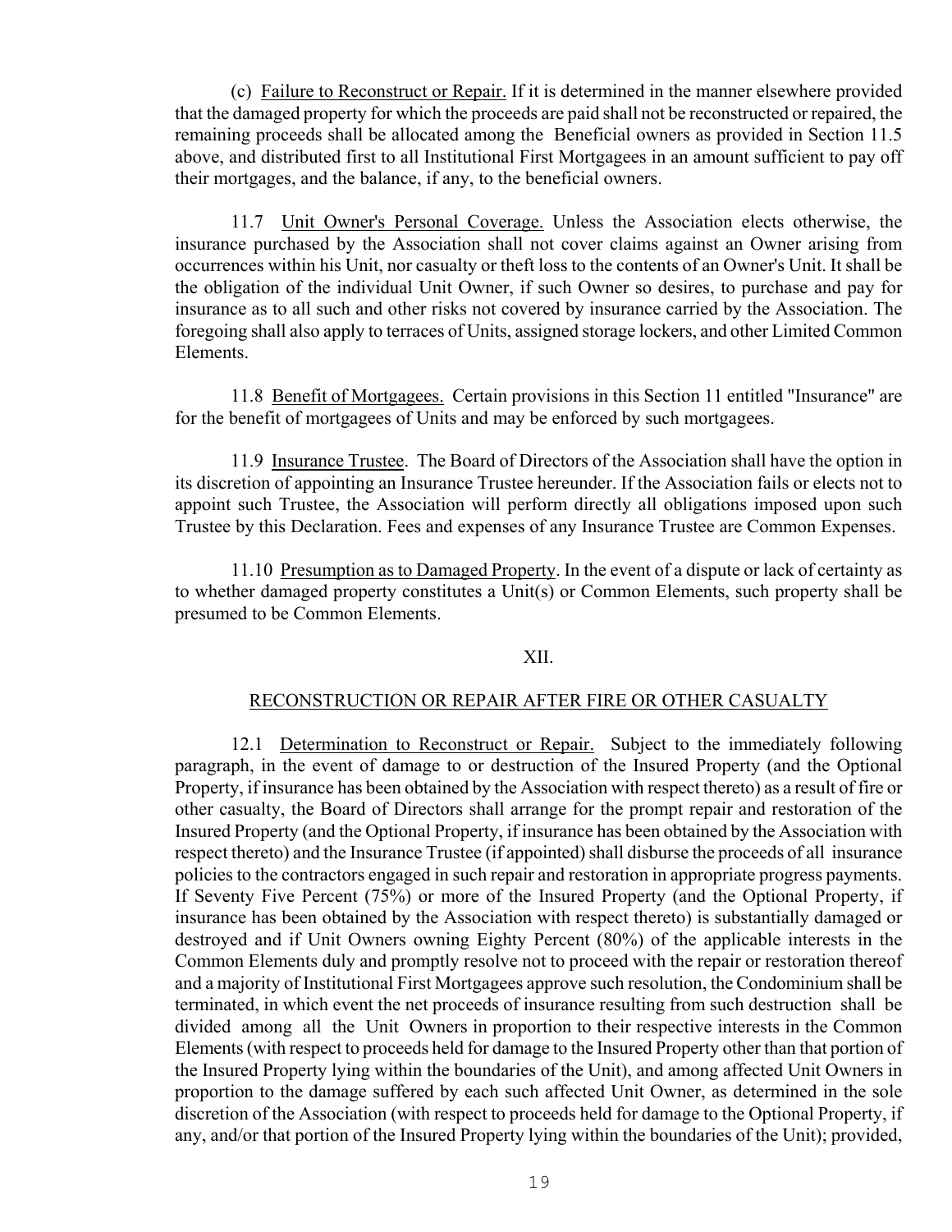(c) Failure to Reconstruct or Repair. If it is determined in the manner elsewhere provided that the damaged property for which the proceeds are paid shall not be reconstructed or repaired, the remaining proceeds shall be allocated among the Beneficial owners as provided in Section 11.5 above, and distributed first to all Institutional First Mortgagees in an amount sufficient to pay off their mortgages, and the balance, if any, to the beneficial owners.

11.7 Unit Owner's Personal Coverage. Unless the Association elects otherwise, the insurance purchased by the Association shall not cover claims against an Owner arising from occurrences within his Unit, nor casualty or theft loss to the contents of an Owner's Unit. It shall be the obligation of the individual Unit Owner, if such Owner so desires, to purchase and pay for insurance as to all such and other risks not covered by insurance carried by the Association. The foregoing shall also apply to terraces of Units, assigned storage lockers, and other Limited Common Elements.

11.8 Benefit of Mortgagees. Certain provisions in this Section 11 entitled "Insurance" are for the benefit of mortgagees of Units and may be enforced by such mortgagees.

11.9 Insurance Trustee. The Board of Directors of the Association shall have the option in its discretion of appointing an Insurance Trustee hereunder. If the Association fails or elects not to appoint such Trustee, the Association will perform directly all obligations imposed upon such Trustee by this Declaration. Fees and expenses of any Insurance Trustee are Common Expenses.

11.10 Presumption as to Damaged Property. In the event of a dispute or lack of certainty as to whether damaged property constitutes a Unit(s) or Common Elements, such property shall be presumed to be Common Elements.

## XII.

## RECONSTRUCTION OR REPAIR AFTER FIRE OR OTHER CASUALTY

12.1 Determination to Reconstruct or Repair. Subject to the immediately following paragraph, in the event of damage to or destruction of the Insured Property (and the Optional Property, if insurance has been obtained by the Association with respect thereto) as a result of fire or other casualty, the Board of Directors shall arrange for the prompt repair and restoration of the Insured Property (and the Optional Property, if insurance has been obtained by the Association with respect thereto) and the Insurance Trustee (if appointed) shall disburse the proceeds of all insurance policies to the contractors engaged in such repair and restoration in appropriate progress payments. If Seventy Five Percent (75%) or more of the Insured Property (and the Optional Property, if insurance has been obtained by the Association with respect thereto) is substantially damaged or destroyed and if Unit Owners owning Eighty Percent (80%) of the applicable interests in the Common Elements duly and promptly resolve not to proceed with the repair or restoration thereof and a majority of Institutional First Mortgagees approve such resolution, the Condominium shall be terminated, in which event the net proceeds of insurance resulting from such destruction shall be divided among all the Unit Owners in proportion to their respective interests in the Common Elements (with respect to proceeds held for damage to the Insured Property other than that portion of the Insured Property lying within the boundaries of the Unit), and among affected Unit Owners in proportion to the damage suffered by each such affected Unit Owner, as determined in the sole discretion of the Association (with respect to proceeds held for damage to the Optional Property, if any, and/or that portion of the Insured Property lying within the boundaries of the Unit); provided,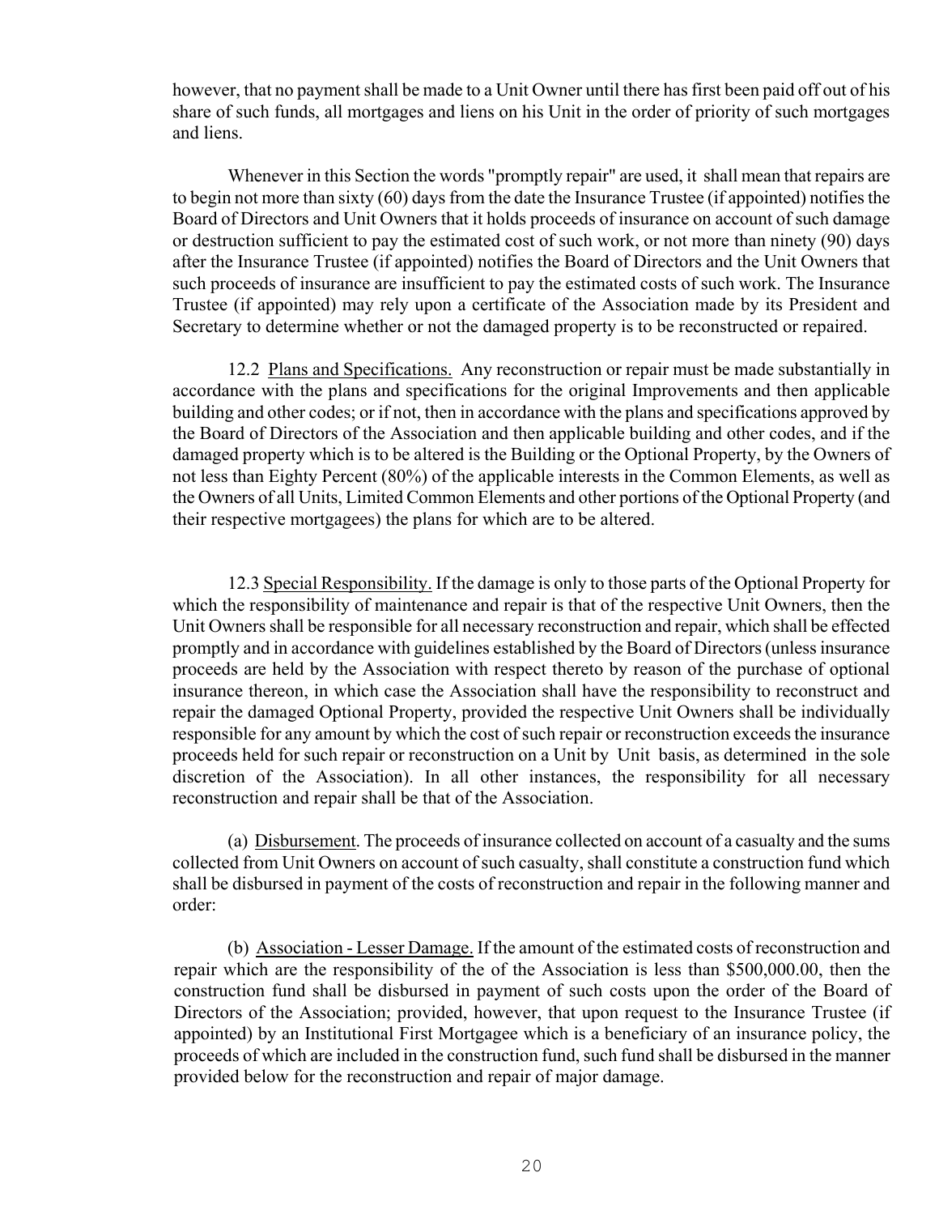however, that no payment shall be made to a Unit Owner until there has first been paid off out of his share of such funds, all mortgages and liens on his Unit in the order of priority of such mortgages and liens.

Whenever in this Section the words "promptly repair" are used, it shall mean that repairs are to begin not more than sixty (60) days from the date the Insurance Trustee (if appointed) notifies the Board of Directors and Unit Owners that it holds proceeds of insurance on account of such damage or destruction sufficient to pay the estimated cost of such work, or not more than ninety (90) days after the Insurance Trustee (if appointed) notifies the Board of Directors and the Unit Owners that such proceeds of insurance are insufficient to pay the estimated costs of such work. The Insurance Trustee (if appointed) may rely upon a certificate of the Association made by its President and Secretary to determine whether or not the damaged property is to be reconstructed or repaired.

12.2 Plans and Specifications. Any reconstruction or repair must be made substantially in accordance with the plans and specifications for the original Improvements and then applicable building and other codes; or if not, then in accordance with the plans and specifications approved by the Board of Directors of the Association and then applicable building and other codes, and if the damaged property which is to be altered is the Building or the Optional Property, by the Owners of not less than Eighty Percent (80%) of the applicable interests in the Common Elements, as well as the Owners of all Units, Limited Common Elements and other portions of the Optional Property (and their respective mortgagees) the plans for which are to be altered.

12.3 Special Responsibility. If the damage is only to those parts of the Optional Property for which the responsibility of maintenance and repair is that of the respective Unit Owners, then the Unit Owners shall be responsible for all necessary reconstruction and repair, which shall be effected promptly and in accordance with guidelines established by the Board of Directors (unless insurance proceeds are held by the Association with respect thereto by reason of the purchase of optional insurance thereon, in which case the Association shall have the responsibility to reconstruct and repair the damaged Optional Property, provided the respective Unit Owners shall be individually responsible for any amount by which the cost of such repair or reconstruction exceeds the insurance proceeds held for such repair or reconstruction on a Unit by Unit basis, as determined in the sole discretion of the Association). In all other instances, the responsibility for all necessary reconstruction and repair shall be that of the Association.

(a) Disbursement. The proceeds of insurance collected on account of a casualty and the sums collected from Unit Owners on account of such casualty, shall constitute a construction fund which shall be disbursed in payment of the costs of reconstruction and repair in the following manner and order:

(b) Association - Lesser Damage. If the amount of the estimated costs of reconstruction and repair which are the responsibility of the of the Association is less than \$500,000.00, then the construction fund shall be disbursed in payment of such costs upon the order of the Board of Directors of the Association; provided, however, that upon request to the Insurance Trustee (if appointed) by an Institutional First Mortgagee which is a beneficiary of an insurance policy, the proceeds of which are included in the construction fund, such fund shall be disbursed in the manner provided below for the reconstruction and repair of major damage.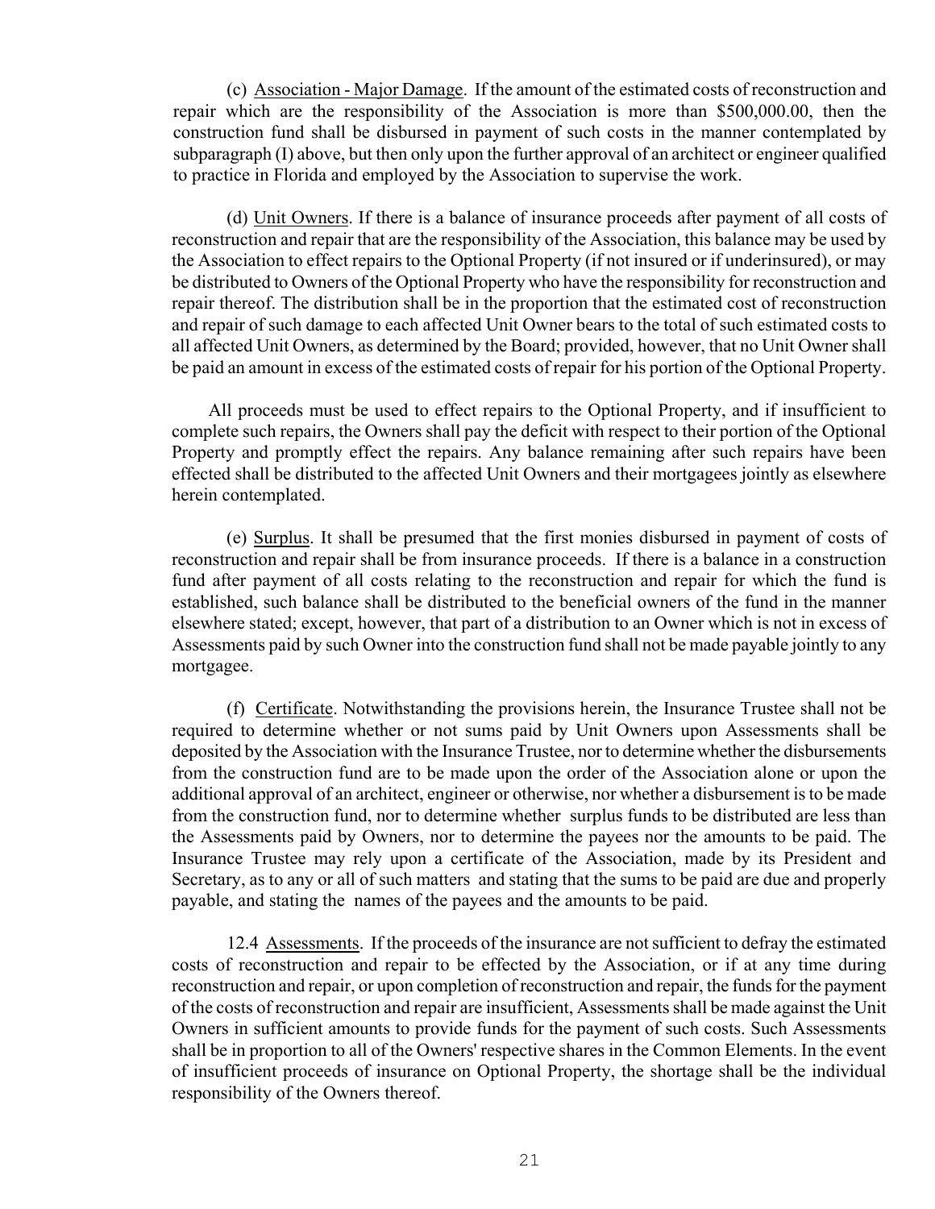(c) Association - Major Damage. If the amount of the estimated costs of reconstruction and repair which are the responsibility of the Association is more than $500,000.00, then the construction fund shall be disbursed in payment of such costs in the manner contemplated by subparagraph (I) above, but then only upon the further approval of an architect or engineer qualified to practice in Florida and employed by the Association to supervise the work.

(d) Unit Owners. If there is a balance of insurance proceeds after payment of all costs of reconstruction and repair that are the responsibility of the Association, this balance may be used by the Association to effect repairs to the Optional Property (if not insured or if underinsured), or may be distributed to Owners of the Optional Property who have the responsibility for reconstruction and repair thereof. The distribution shall be in the proportion that the estimated cost of reconstruction and repair of such damage to each affected Unit Owner bears to the total of such estimated costs to all affected Unit Owners, as determined by the Board; provided, however, that no Unit Owner shall be paid an amount in excess of the estimated costs of repair for his portion of the Optional Property.

All proceeds must be used to effect repairs to the Optional Property, and if insufficient to complete such repairs, the Owners shall pay the deficit with respect to their portion of the Optional Property and promptly effect the repairs. Any balance remaining after such repairs have been effected shall be distributed to the affected Unit Owners and their mortgagees jointly as elsewhere herein contemplated.

(e) Surplus. It shall be presumed that the first monies disbursed in payment of costs of reconstruction and repair shall be from insurance proceeds. If there is a balance in a construction fund after payment of all costs relating to the reconstruction and repair for which the fund is established, such balance shall be distributed to the beneficial owners of the fund in the manner elsewhere stated; except, however, that part of a distribution to an Owner which is not in excess of Assessments paid by such Owner into the construction fund shall not be made payable jointly to any mortgagee.

(f) Certificate. Notwithstanding the provisions herein, the Insurance Trustee shall not be required to determine whether or not sums paid by Unit Owners upon Assessments shall be deposited by the Association with the Insurance Trustee, nor to determine whether the disbursements from the construction fund are to be made upon the order of the Association alone or upon the additional approval of an architect, engineer or otherwise, nor whether a disbursement is to be made from the construction fund, nor to determine whether surplus funds to be distributed are less than the Assessments paid by Owners, nor to determine the payees nor the amounts to be paid. The Insurance Trustee may rely upon a certificate of the Association, made by its President and Secretary, as to any or all of such matters and stating that the sums to be paid are due and properly payable, and stating the names of the payees and the amounts to be paid.

12.4 Assessments. If the proceeds of the insurance are not sufficient to defray the estimated costs of reconstruction and repair to be effected by the Association, or if at any time during reconstruction and repair, or upon completion of reconstruction and repair, the funds for the payment of the costs of reconstruction and repair are insufficient, Assessments shall be made against the Unit Owners in sufficient amounts to provide funds for the payment of such costs. Such Assessments shall be in proportion to all of the Owners' respective shares in the Common Elements. In the event of insufficient proceeds of insurance on Optional Property, the shortage shall be the individual responsibility of the Owners thereof.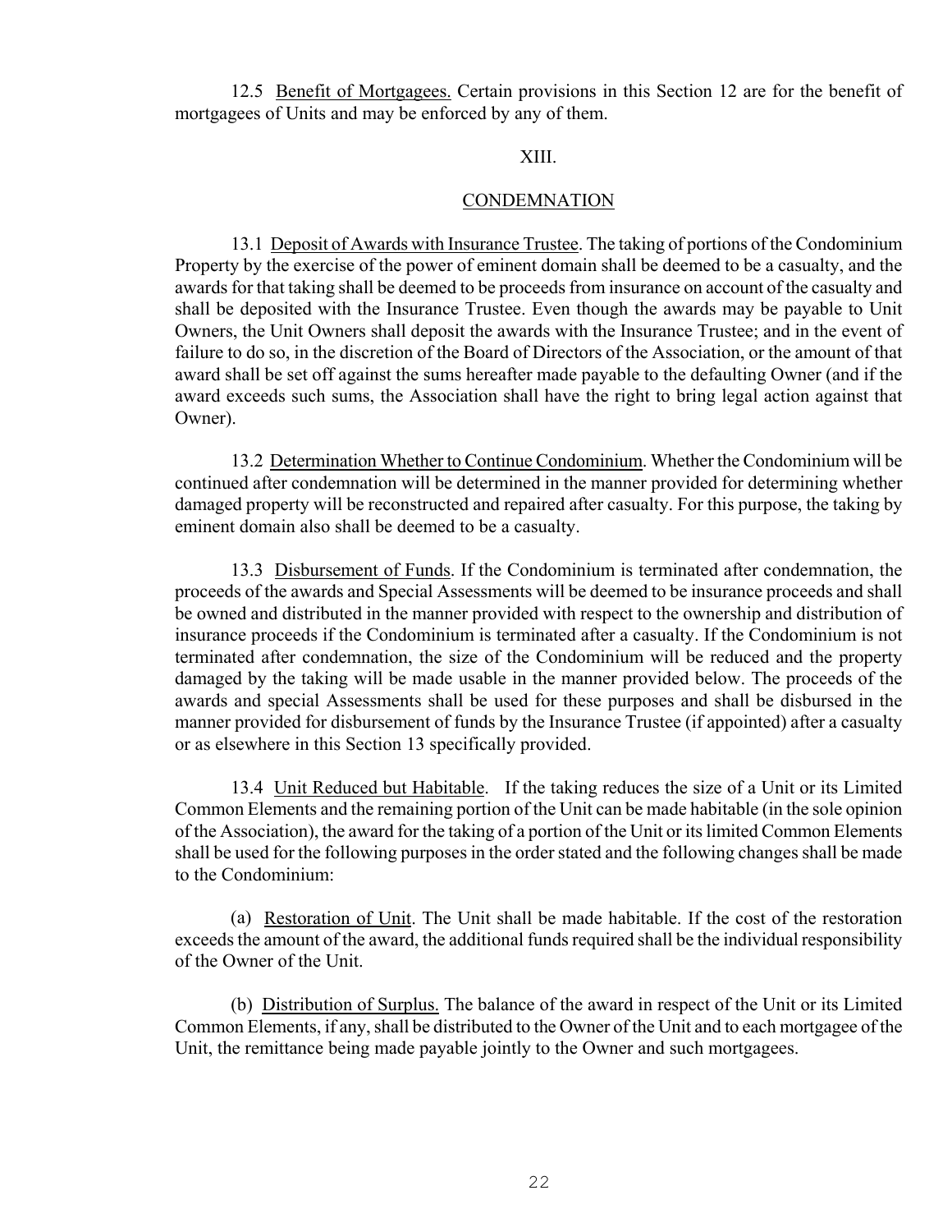12.5 Benefit of Mortgagees. Certain provisions in this Section 12 are for the benefit of mortgagees of Units and may be enforced by any of them.

## XIII.

## CONDEMNATION

13.1 Deposit of Awards with Insurance Trustee. The taking of portions of the Condominium Property by the exercise of the power of eminent domain shall be deemed to be a casualty, and the awards for that taking shall be deemed to be proceeds from insurance on account of the casualty and shall be deposited with the Insurance Trustee. Even though the awards may be payable to Unit Owners, the Unit Owners shall deposit the awards with the Insurance Trustee; and in the event of failure to do so, in the discretion of the Board of Directors of the Association, or the amount of that award shall be set off against the sums hereafter made payable to the defaulting Owner (and if the award exceeds such sums, the Association shall have the right to bring legal action against that Owner).

13.2 Determination Whether to Continue Condominium. Whether the Condominium will be continued after condemnation will be determined in the manner provided for determining whether damaged property will be reconstructed and repaired after casualty. For this purpose, the taking by eminent domain also shall be deemed to be a casualty.

13.3 Disbursement of Funds. If the Condominium is terminated after condemnation, the proceeds of the awards and Special Assessments will be deemed to be insurance proceeds and shall be owned and distributed in the manner provided with respect to the ownership and distribution of insurance proceeds if the Condominium is terminated after a casualty. If the Condominium is not terminated after condemnation, the size of the Condominium will be reduced and the property damaged by the taking will be made usable in the manner provided below. The proceeds of the awards and special Assessments shall be used for these purposes and shall be disbursed in the manner provided for disbursement of funds by the Insurance Trustee (if appointed) after a casualty or as elsewhere in this Section 13 specifically provided.

13.4 Unit Reduced but Habitable. If the taking reduces the size of a Unit or its Limited Common Elements and the remaining portion of the Unit can be made habitable (in the sole opinion of the Association), the award for the taking of a portion of the Unit or its limited Common Elements shall be used for the following purposes in the order stated and the following changes shall be made to the Condominium:

(a) Restoration of Unit. The Unit shall be made habitable. If the cost of the restoration exceeds the amount of the award, the additional funds required shall be the individual responsibility of the Owner of the Unit.

(b) Distribution of Surplus. The balance of the award in respect of the Unit or its Limited Common Elements, if any, shall be distributed to the Owner of the Unit and to each mortgagee of the Unit, the remittance being made payable jointly to the Owner and such mortgagees.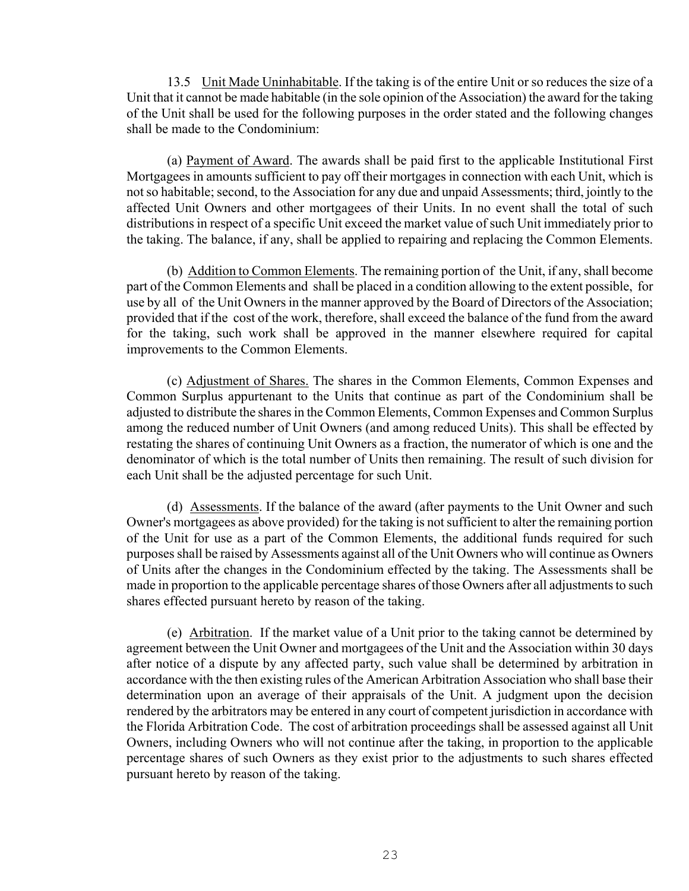13.5 Unit Made Uninhabitable. If the taking is of the entire Unit or so reduces the size of a Unit that it cannot be made habitable (in the sole opinion of the Association) the award for the taking of the Unit shall be used for the following purposes in the order stated and the following changes shall be made to the Condominium:

(a) Payment of Award. The awards shall be paid first to the applicable Institutional First Mortgagees in amounts sufficient to pay off their mortgages in connection with each Unit, which is not so habitable; second, to the Association for any due and unpaid Assessments; third, jointly to the affected Unit Owners and other mortgagees of their Units. In no event shall the total of such distributions in respect of a specific Unit exceed the market value of such Unit immediately prior to the taking. The balance, if any, shall be applied to repairing and replacing the Common Elements.

(b) Addition to Common Elements. The remaining portion of the Unit, if any, shall become part of the Common Elements and shall be placed in a condition allowing to the extent possible, for use by all of the Unit Owners in the manner approved by the Board of Directors of the Association; provided that if the cost of the work, therefore, shall exceed the balance of the fund from the award for the taking, such work shall be approved in the manner elsewhere required for capital improvements to the Common Elements.

(c) Adjustment of Shares. The shares in the Common Elements, Common Expenses and Common Surplus appurtenant to the Units that continue as part of the Condominium shall be adjusted to distribute the shares in the Common Elements, Common Expenses and Common Surplus among the reduced number of Unit Owners (and among reduced Units). This shall be effected by restating the shares of continuing Unit Owners as a fraction, the numerator of which is one and the denominator of which is the total number of Units then remaining. The result of such division for each Unit shall be the adjusted percentage for such Unit.

(d) Assessments. If the balance of the award (after payments to the Unit Owner and such Owner's mortgagees as above provided) for the taking is not sufficient to alter the remaining portion of the Unit for use as a part of the Common Elements, the additional funds required for such purposes shall be raised by Assessments against all of the Unit Owners who will continue as Owners of Units after the changes in the Condominium effected by the taking. The Assessments shall be made in proportion to the applicable percentage shares of those Owners after all adjustments to such shares effected pursuant hereto by reason of the taking.

(e) Arbitration. If the market value of a Unit prior to the taking cannot be determined by agreement between the Unit Owner and mortgagees of the Unit and the Association within 30 days after notice of a dispute by any affected party, such value shall be determined by arbitration in accordance with the then existing rules of the American Arbitration Association who shall base their determination upon an average of their appraisals of the Unit. A judgment upon the decision rendered by the arbitrators may be entered in any court of competent jurisdiction in accordance with the Florida Arbitration Code. The cost of arbitration proceedings shall be assessed against all Unit Owners, including Owners who will not continue after the taking, in proportion to the applicable percentage shares of such Owners as they exist prior to the adjustments to such shares effected pursuant hereto by reason of the taking.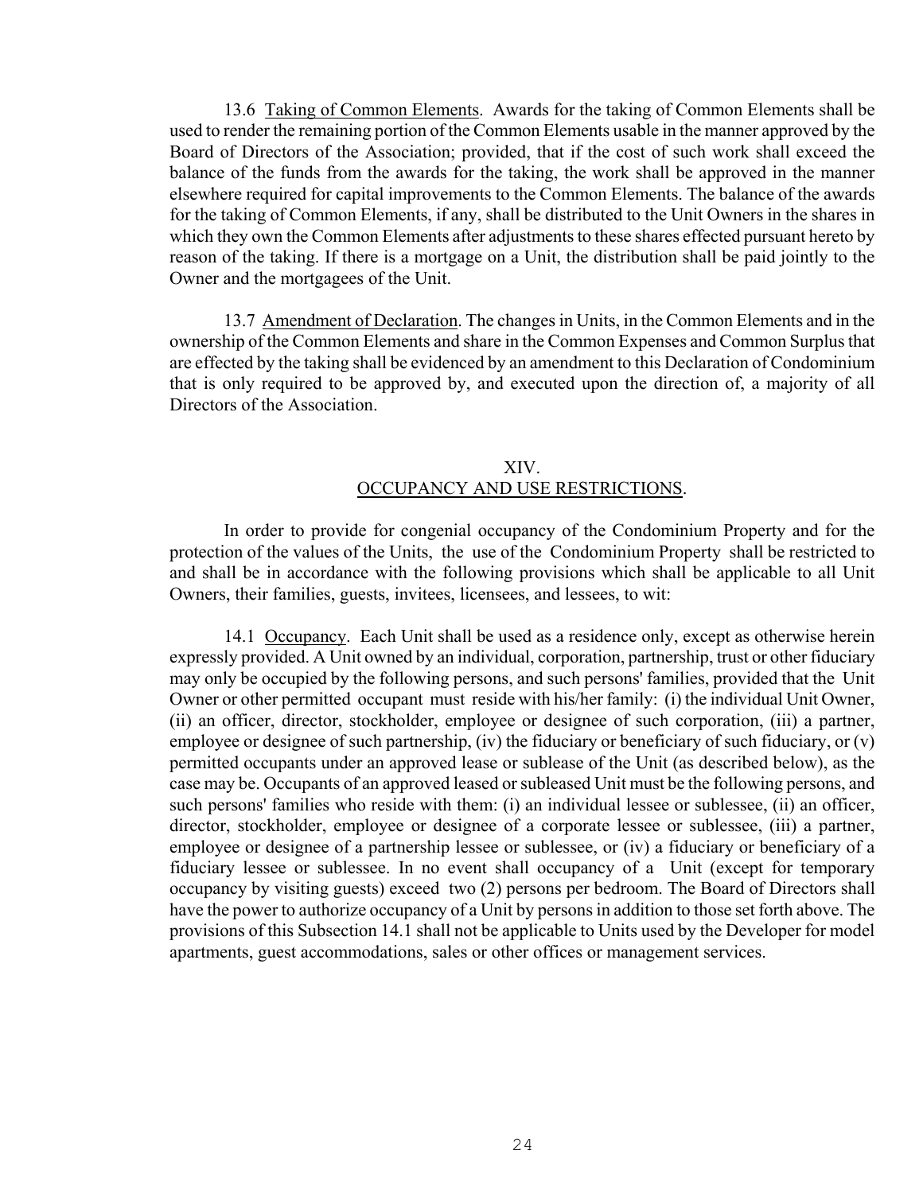13.6 Taking of Common Elements. Awards for the taking of Common Elements shall be used to render the remaining portion of the Common Elements usable in the manner approved by the Board of Directors of the Association; provided, that if the cost of such work shall exceed the balance of the funds from the awards for the taking, the work shall be approved in the manner elsewhere required for capital improvements to the Common Elements. The balance of the awards for the taking of Common Elements, if any, shall be distributed to the Unit Owners in the shares in which they own the Common Elements after adjustments to these shares effected pursuant hereto by reason of the taking. If there is a mortgage on a Unit, the distribution shall be paid jointly to the Owner and the mortgagees of the Unit.

13.7 Amendment of Declaration. The changes in Units, in the Common Elements and in the ownership of the Common Elements and share in the Common Expenses and Common Surplus that are effected by the taking shall be evidenced by an amendment to this Declaration of Condominium that is only required to be approved by, and executed upon the direction of, a majority of all Directors of the Association.

## XIV. OCCUPANCY AND USE RESTRICTIONS.

In order to provide for congenial occupancy of the Condominium Property and for the protection of the values of the Units, the use of the Condominium Property shall be restricted to and shall be in accordance with the following provisions which shall be applicable to all Unit Owners, their families, guests, invitees, licensees, and lessees, to wit:

14.1 Occupancy. Each Unit shall be used as a residence only, except as otherwise herein expressly provided. A Unit owned by an individual, corporation, partnership, trust or other fiduciary may only be occupied by the following persons, and such persons' families, provided that the Unit Owner or other permitted occupant must reside with his/her family: (i) the individual Unit Owner, (ii) an officer, director, stockholder, employee or designee of such corporation, (iii) a partner, employee or designee of such partnership, (iv) the fiduciary or beneficiary of such fiduciary, or (v) permitted occupants under an approved lease or sublease of the Unit (as described below), as the case may be. Occupants of an approved leased or subleased Unit must be the following persons, and such persons' families who reside with them: (i) an individual lessee or sublessee, (ii) an officer, director, stockholder, employee or designee of a corporate lessee or sublessee, (iii) a partner, employee or designee of a partnership lessee or sublessee, or (iv) a fiduciary or beneficiary of a fiduciary lessee or sublessee. In no event shall occupancy of a Unit (except for temporary occupancy by visiting guests) exceed two (2) persons per bedroom. The Board of Directors shall have the power to authorize occupancy of a Unit by persons in addition to those set forth above. The provisions of this Subsection 14.1 shall not be applicable to Units used by the Developer for model apartments, guest accommodations, sales or other offices or management services.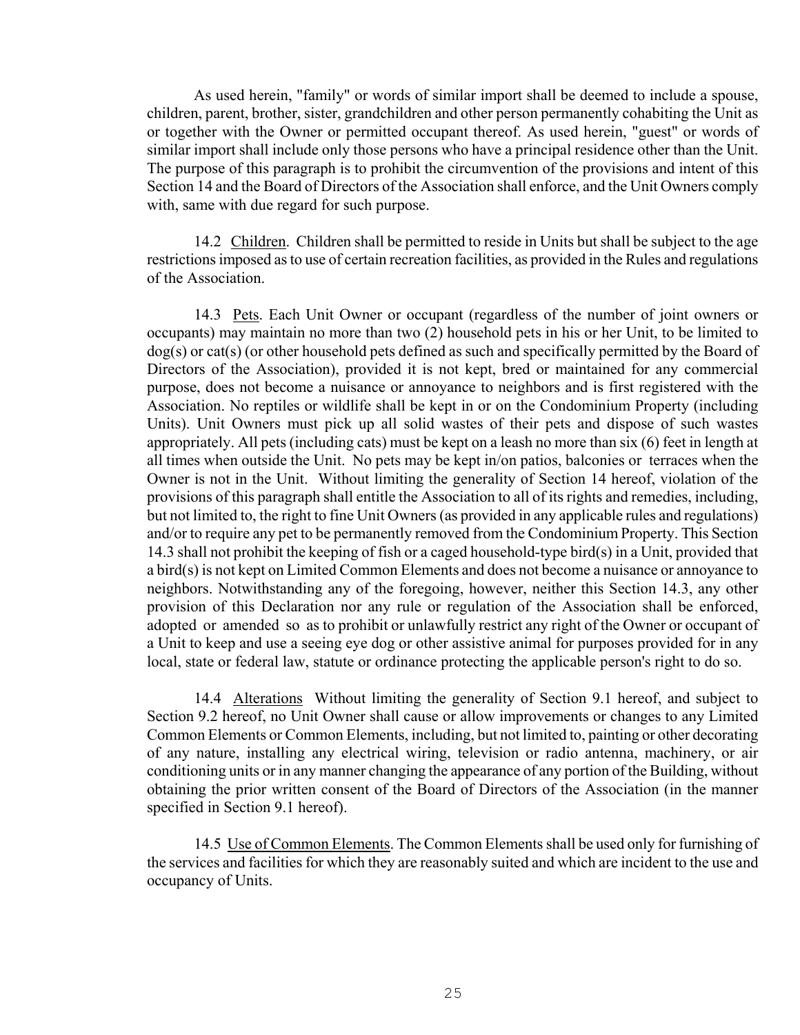As used herein, "family" or words of similar import shall be deemed to include a spouse, children, parent, brother, sister, grandchildren and other person permanently cohabiting the Unit as or together with the Owner or permitted occupant thereof. As used herein, "guest" or words of similar import shall include only those persons who have a principal residence other than the Unit. The purpose of this paragraph is to prohibit the circumvention of the provisions and intent of this Section 14 and the Board of Directors of the Association shall enforce, and the Unit Owners comply with, same with due regard for such purpose.

14.2 <u>Children</u>. Children shall be permitted to reside in Units but shall be subject to the age restrictions imposed as to use of certain recreation facilities, as provided in the Rules and regulations of the Association.

14.3 <u>Pets</u>. Each Unit Owner or occupant (regardless of the number of joint owners or occupants) may maintain no more than two (2) household pets in his or her Unit, to be limited to dog(s) or cat(s) (or other household pets defined as such and specifically permitted by the Board of Directors of the Association), provided it is not kept, bred or maintained for any commercial purpose, does not become a nuisance or annoyance to neighbors and is first registered with the Association. No reptiles or wildlife shall be kept in or on the Condominium Property (including Units). Unit Owners must pick up all solid wastes of their pets and dispose of such wastes appropriately. All pets (including cats) must be kept on a leash no more than six (6) feet in length at all times when outside the Unit. No pets may be kept in/on patios, balconies or terraces when the Owner is not in the Unit. Without limiting the generality of Section 14 hereof, violation of the provisions of this paragraph shall entitle the Association to all of its rights and remedies, including, but not limited to, the right to fine Unit Owners (as provided in any applicable rules and regulations) and/or to require any pet to be permanently removed from the Condominium Property. This Section 14.3 shall not prohibit the keeping of fish or a caged household-type bird(s) in a Unit, provided that a bird(s) is not kept on Limited Common Elements and does not become a nuisance or annoyance to neighbors. Notwithstanding any of the foregoing, however, neither this Section 14.3, any other provision of this Declaration nor any rule or regulation of the Association shall be enforced, adopted or amended so as to prohibit or unlawfully restrict any right of the Owner or occupant of a Unit to keep and use a seeing eye dog or other assistive animal for purposes provided for in any local, state or federal law, statute or ordinance protecting the applicable person's right to do so.

14.4 <u>Alterations</u> Without limiting the generality of Section 9.1 hereof, and subject to Section 9.2 hereof, no Unit Owner shall cause or allow improvements or changes to any Limited Common Elements or Common Elements, including, but not limited to, painting or other decorating of any nature, installing any electrical wiring, television or radio antenna, machinery, or air conditioning units or in any manner changing the appearance of any portion of the Building, without obtaining the prior written consent of the Board of Directors of the Association (in the manner specified in Section 9.1 hereof).

14.5 <u>Use of Common Elements</u>. The Common Elements shall be used only for furnishing of the services and facilities for which they are reasonably suited and which are incident to the use and occupancy of Units.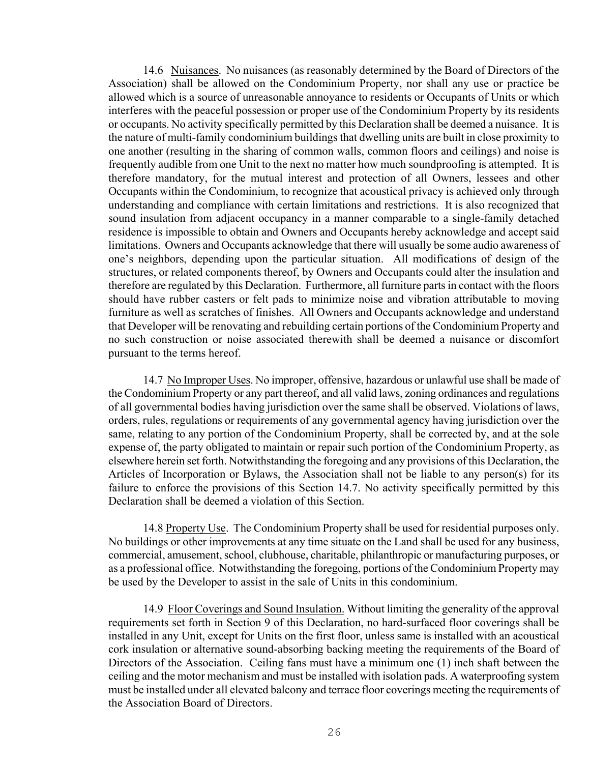14.6 <u>Nuisances</u>. No nuisances (as reasonably determined by the Board of Directors of the Association) shall be allowed on the Condominium Property, nor shall any use or practice be allowed which is a source of unreasonable annoyance to residents or Occupants of Units or which interferes with the peaceful possession or proper use of the Condominium Property by its residents or occupants. No activity specifically permitted by this Declaration shall be deemed a nuisance. It is the nature of multi-family condominium buildings that dwelling units are built in close proximity to one another (resulting in the sharing of common walls, common floors and ceilings) and noise is frequently audible from one Unit to the next no matter how much soundproofing is attempted. It is therefore mandatory, for the mutual interest and protection of all Owners, lessees and other Occupants within the Condominium, to recognize that acoustical privacy is achieved only through understanding and compliance with certain limitations and restrictions. It is also recognized that sound insulation from adjacent occupancy in a manner comparable to a single-family detached residence is impossible to obtain and Owners and Occupants hereby acknowledge and accept said limitations. Owners and Occupants acknowledge that there will usually be some audio awareness of one's neighbors, depending upon the particular situation. All modifications of design of the structures, or related components thereof, by Owners and Occupants could alter the insulation and therefore are regulated by this Declaration. Furthermore, all furniture parts in contact with the floors should have rubber casters or felt pads to minimize noise and vibration attributable to moving furniture as well as scratches of finishes. All Owners and Occupants acknowledge and understand that Developer will be renovating and rebuilding certain portions of the Condominium Property and no such construction or noise associated therewith shall be deemed a nuisance or discomfort pursuant to the terms hereof.

14.7 <u>No Improper Uses</u>. No improper, offensive, hazardous or unlawful use shall be made of the Condominium Property or any part thereof, and all valid laws, zoning ordinances and regulations of all governmental bodies having jurisdiction over the same shall be observed. Violations of laws, orders, rules, regulations or requirements of any governmental agency having jurisdiction over the same, relating to any portion of the Condominium Property, shall be corrected by, and at the sole expense of, the party obligated to maintain or repair such portion of the Condominium Property, as elsewhere herein set forth. Notwithstanding the foregoing and any provisions of this Declaration, the Articles of Incorporation or Bylaws, the Association shall not be liable to any person(s) for its failure to enforce the provisions of this Section 14.7. No activity specifically permitted by this Declaration shall be deemed a violation of this Section.

14.8 <u>Property Use</u>. The Condominium Property shall be used for residential purposes only. No buildings or other improvements at any time situate on the Land shall be used for any business, commercial, amusement, school, clubhouse, charitable, philanthropic or manufacturing purposes, or as a professional office. Notwithstanding the foregoing, portions of the Condominium Property may be used by the Developer to assist in the sale of Units in this condominium.

14.9 <u>Floor Coverings and Sound Insulation.</u> Without limiting the generality of the approval requirements set forth in Section 9 of this Declaration, no hard-surfaced floor coverings shall be installed in any Unit, except for Units on the first floor, unless same is installed with an acoustical cork insulation or alternative sound-absorbing backing meeting the requirements of the Board of Directors of the Association. Ceiling fans must have a minimum one (1) inch shaft between the ceiling and the motor mechanism and must be installed with isolation pads. A waterproofing system must be installed under all elevated balcony and terrace floor coverings meeting the requirements of the Association Board of Directors.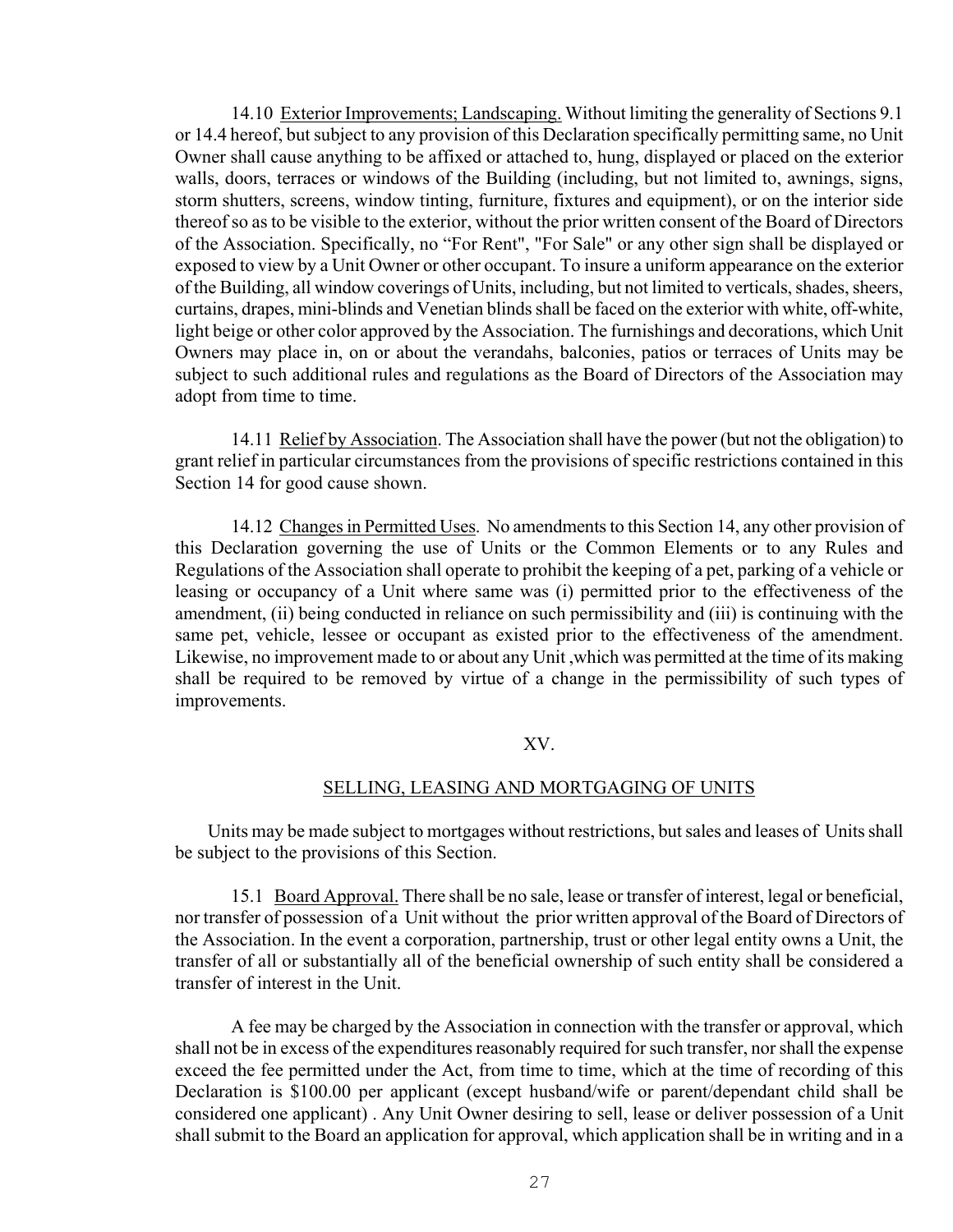14.10 Exterior Improvements; Landscaping. Without limiting the generality of Sections 9.1 or 14.4 hereof, but subject to any provision of this Declaration specifically permitting same, no Unit Owner shall cause anything to be affixed or attached to, hung, displayed or placed on the exterior walls, doors, terraces or windows of the Building (including, but not limited to, awnings, signs, storm shutters, screens, window tinting, furniture, fixtures and equipment), or on the interior side thereof so as to be visible to the exterior, without the prior written consent of the Board of Directors of the Association. Specifically, no "For Rent", "For Sale" or any other sign shall be displayed or exposed to view by a Unit Owner or other occupant. To insure a uniform appearance on the exterior of the Building, all window coverings of Units, including, but not limited to verticals, shades, sheers, curtains, drapes, mini-blinds and Venetian blinds shall be faced on the exterior with white, off-white, light beige or other color approved by the Association. The furnishings and decorations, which Unit Owners may place in, on or about the verandahs, balconies, patios or terraces of Units may be subject to such additional rules and regulations as the Board of Directors of the Association may adopt from time to time.

14.11 Relief by Association. The Association shall have the power (but not the obligation) to grant relief in particular circumstances from the provisions of specific restrictions contained in this Section 14 for good cause shown.

14.12 Changes in Permitted Uses. No amendments to this Section 14, any other provision of this Declaration governing the use of Units or the Common Elements or to any Rules and Regulations of the Association shall operate to prohibit the keeping of a pet, parking of a vehicle or leasing or occupancy of a Unit where same was (i) permitted prior to the effectiveness of the amendment, (ii) being conducted in reliance on such permissibility and (iii) is continuing with the same pet, vehicle, lessee or occupant as existed prior to the effectiveness of the amendment. Likewise, no improvement made to or about any Unit ,which was permitted at the time of its making shall be required to be removed by virtue of a change in the permissibility of such types of improvements.

## XV.

## SELLING, LEASING AND MORTGAGING OF UNITS

Units may be made subject to mortgages without restrictions, but sales and leases of Units shall be subject to the provisions of this Section.

15.1 Board Approval. There shall be no sale, lease or transfer of interest, legal or beneficial, nor transfer of possession of a Unit without the prior written approval of the Board of Directors of the Association. In the event a corporation, partnership, trust or other legal entity owns a Unit, the transfer of all or substantially all of the beneficial ownership of such entity shall be considered a transfer of interest in the Unit.

A fee may be charged by the Association in connection with the transfer or approval, which shall not be in excess of the expenditures reasonably required for such transfer, nor shall the expense exceed the fee permitted under the Act, from time to time, which at the time of recording of this Declaration is $100.00 per applicant (except husband/wife or parent/dependant child shall be considered one applicant) . Any Unit Owner desiring to sell, lease or deliver possession of a Unit shall submit to the Board an application for approval, which application shall be in writing and in a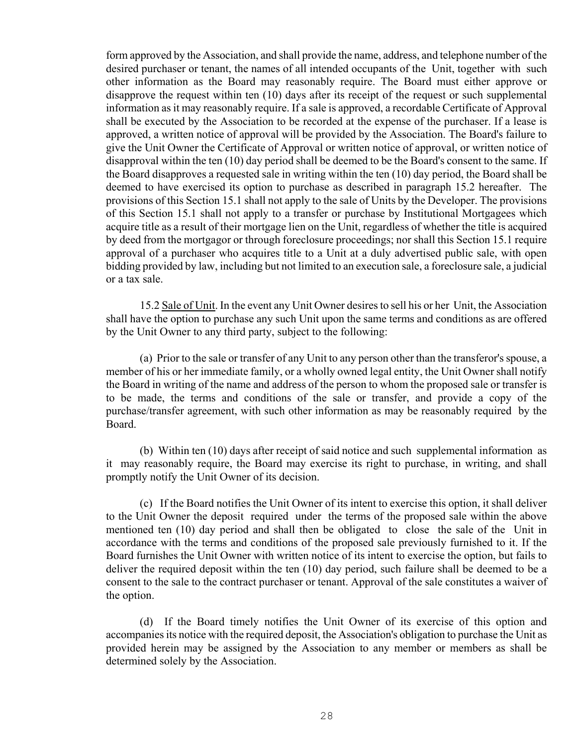form approved by the Association, and shall provide the name, address, and telephone number of the desired purchaser or tenant, the names of all intended occupants of the Unit, together with such other information as the Board may reasonably require. The Board must either approve or disapprove the request within ten (10) days after its receipt of the request or such supplemental information as it may reasonably require. If a sale is approved, a recordable Certificate of Approval shall be executed by the Association to be recorded at the expense of the purchaser. If a lease is approved, a written notice of approval will be provided by the Association. The Board's failure to give the Unit Owner the Certificate of Approval or written notice of approval, or written notice of disapproval within the ten (10) day period shall be deemed to be the Board's consent to the same. If the Board disapproves a requested sale in writing within the ten (10) day period, the Board shall be deemed to have exercised its option to purchase as described in paragraph 15.2 hereafter. The provisions of this Section 15.1 shall not apply to the sale of Units by the Developer. The provisions of this Section 15.1 shall not apply to a transfer or purchase by Institutional Mortgagees which acquire title as a result of their mortgage lien on the Unit, regardless of whether the title is acquired by deed from the mortgagor or through foreclosure proceedings; nor shall this Section 15.1 require approval of a purchaser who acquires title to a Unit at a duly advertised public sale, with open bidding provided by law, including but not limited to an execution sale, a foreclosure sale, a judicial or a tax sale.

15.2 Sale of Unit. In the event any Unit Owner desires to sell his or her Unit, the Association shall have the option to purchase any such Unit upon the same terms and conditions as are offered by the Unit Owner to any third party, subject to the following:

(a) Prior to the sale or transfer of any Unit to any person other than the transferor's spouse, a member of his or her immediate family, or a wholly owned legal entity, the Unit Owner shall notify the Board in writing of the name and address of the person to whom the proposed sale or transfer is to be made, the terms and conditions of the sale or transfer, and provide a copy of the purchase/transfer agreement, with such other information as may be reasonably required by the Board.

(b) Within ten (10) days after receipt of said notice and such supplemental information as it may reasonably require, the Board may exercise its right to purchase, in writing, and shall promptly notify the Unit Owner of its decision.

(c) If the Board notifies the Unit Owner of its intent to exercise this option, it shall deliver to the Unit Owner the deposit required under the terms of the proposed sale within the above mentioned ten (10) day period and shall then be obligated to close the sale of the Unit in accordance with the terms and conditions of the proposed sale previously furnished to it. If the Board furnishes the Unit Owner with written notice of its intent to exercise the option, but fails to deliver the required deposit within the ten (10) day period, such failure shall be deemed to be a consent to the sale to the contract purchaser or tenant. Approval of the sale constitutes a waiver of the option.

(d) If the Board timely notifies the Unit Owner of its exercise of this option and accompanies its notice with the required deposit, the Association's obligation to purchase the Unit as provided herein may be assigned by the Association to any member or members as shall be determined solely by the Association.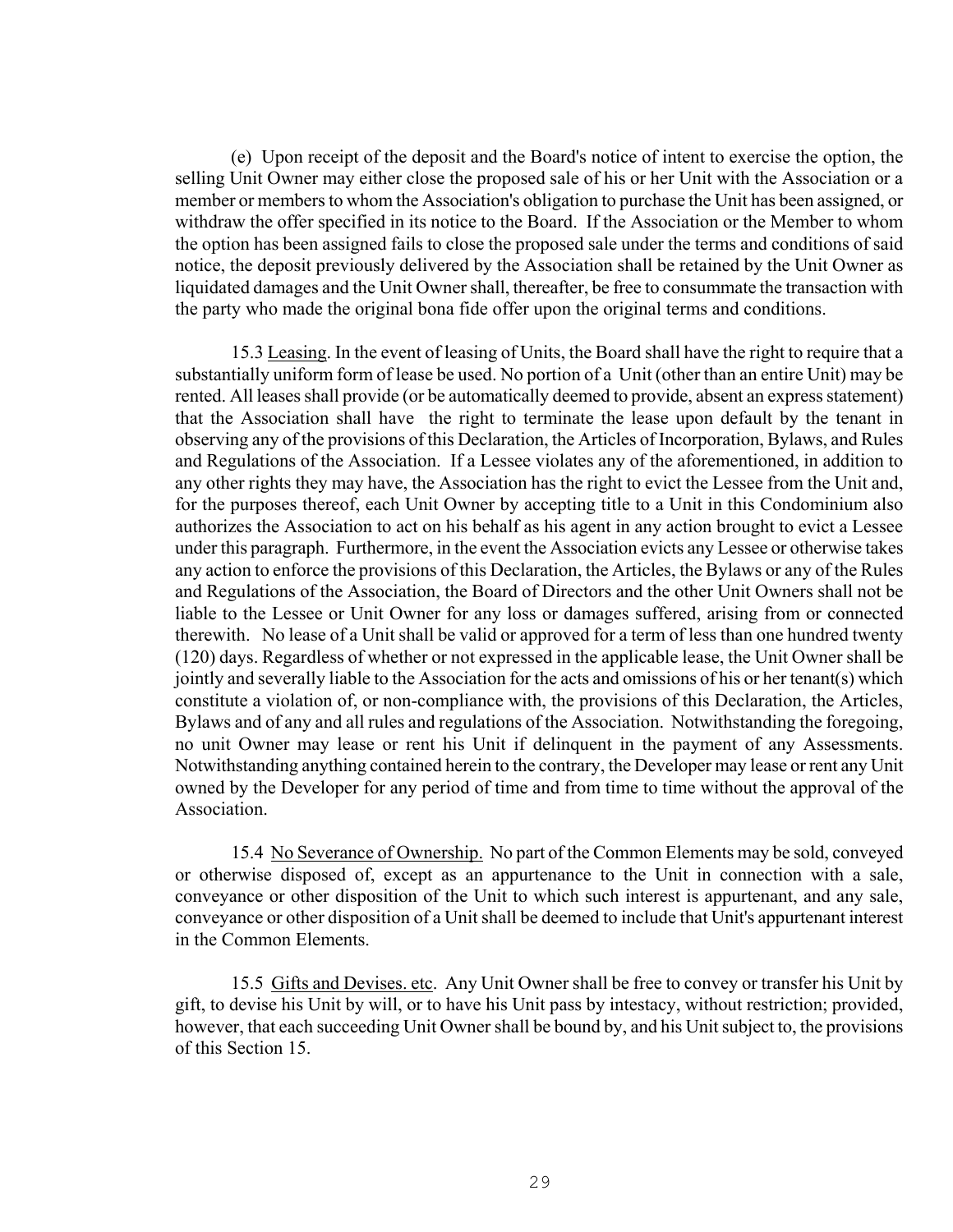(e) Upon receipt of the deposit and the Board's notice of intent to exercise the option, the selling Unit Owner may either close the proposed sale of his or her Unit with the Association or a member or members to whom the Association's obligation to purchase the Unit has been assigned, or withdraw the offer specified in its notice to the Board. If the Association or the Member to whom the option has been assigned fails to close the proposed sale under the terms and conditions of said notice, the deposit previously delivered by the Association shall be retained by the Unit Owner as liquidated damages and the Unit Owner shall, thereafter, be free to consummate the transaction with the party who made the original bona fide offer upon the original terms and conditions.

15.3 Leasing. In the event of leasing of Units, the Board shall have the right to require that a substantially uniform form of lease be used. No portion of a Unit (other than an entire Unit) may be rented. All leases shall provide (or be automatically deemed to provide, absent an express statement) that the Association shall have the right to terminate the lease upon default by the tenant in observing any of the provisions of this Declaration, the Articles of Incorporation, Bylaws, and Rules and Regulations of the Association. If a Lessee violates any of the aforementioned, in addition to any other rights they may have, the Association has the right to evict the Lessee from the Unit and, for the purposes thereof, each Unit Owner by accepting title to a Unit in this Condominium also authorizes the Association to act on his behalf as his agent in any action brought to evict a Lessee under this paragraph. Furthermore, in the event the Association evicts any Lessee or otherwise takes any action to enforce the provisions of this Declaration, the Articles, the Bylaws or any of the Rules and Regulations of the Association, the Board of Directors and the other Unit Owners shall not be liable to the Lessee or Unit Owner for any loss or damages suffered, arising from or connected therewith. No lease of a Unit shall be valid or approved for a term of less than one hundred twenty (120) days. Regardless of whether or not expressed in the applicable lease, the Unit Owner shall be jointly and severally liable to the Association for the acts and omissions of his or her tenant(s) which constitute a violation of, or non-compliance with, the provisions of this Declaration, the Articles, Bylaws and of any and all rules and regulations of the Association. Notwithstanding the foregoing, no unit Owner may lease or rent his Unit if delinquent in the payment of any Assessments. Notwithstanding anything contained herein to the contrary, the Developer may lease or rent any Unit owned by the Developer for any period of time and from time to time without the approval of the Association.

15.4 No Severance of Ownership. No part of the Common Elements may be sold, conveyed or otherwise disposed of, except as an appurtenance to the Unit in connection with a sale, conveyance or other disposition of the Unit to which such interest is appurtenant, and any sale, conveyance or other disposition of a Unit shall be deemed to include that Unit's appurtenant interest in the Common Elements.

15.5 Gifts and Devises. etc. Any Unit Owner shall be free to convey or transfer his Unit by gift, to devise his Unit by will, or to have his Unit pass by intestacy, without restriction; provided, however, that each succeeding Unit Owner shall be bound by, and his Unit subject to, the provisions of this Section 15.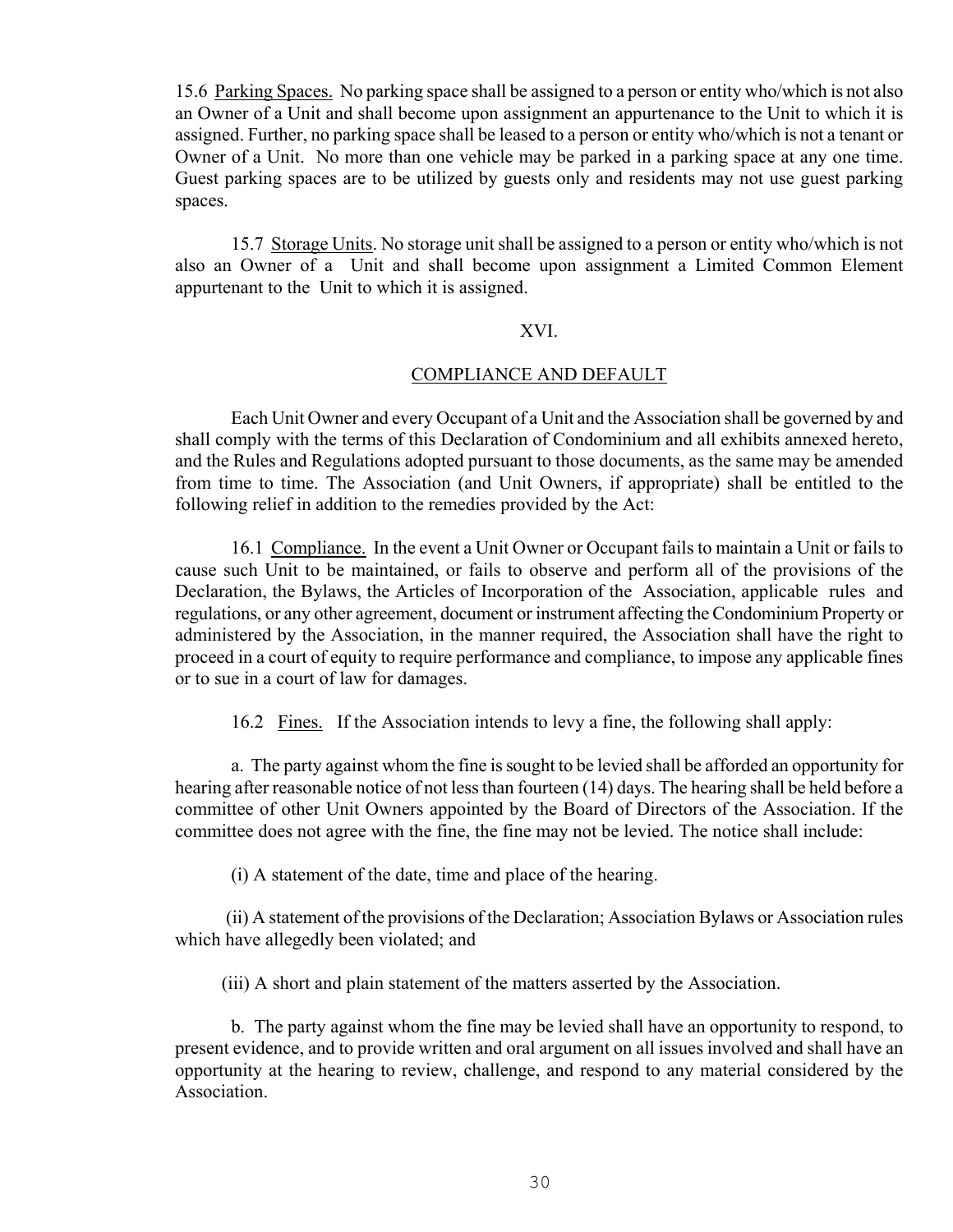15.6 Parking Spaces. No parking space shall be assigned to a person or entity who/which is not also an Owner of a Unit and shall become upon assignment an appurtenance to the Unit to which it is assigned. Further, no parking space shall be leased to a person or entity who/which is not a tenant or Owner of a Unit. No more than one vehicle may be parked in a parking space at any one time. Guest parking spaces are to be utilized by guests only and residents may not use guest parking spaces.

15.7 Storage Units. No storage unit shall be assigned to a person or entity who/which is not also an Owner of a Unit and shall become upon assignment a Limited Common Element appurtenant to the Unit to which it is assigned.

## XVI.

## COMPLIANCE AND DEFAULT

Each Unit Owner and every Occupant of a Unit and the Association shall be governed by and shall comply with the terms of this Declaration of Condominium and all exhibits annexed hereto, and the Rules and Regulations adopted pursuant to those documents, as the same may be amended from time to time. The Association (and Unit Owners, if appropriate) shall be entitled to the following relief in addition to the remedies provided by the Act:

16.1 Compliance. In the event a Unit Owner or Occupant fails to maintain a Unit or fails to cause such Unit to be maintained, or fails to observe and perform all of the provisions of the Declaration, the Bylaws, the Articles of Incorporation of the Association, applicable rules and regulations, or any other agreement, document or instrument affecting the Condominium Property or administered by the Association, in the manner required, the Association shall have the right to proceed in a court of equity to require performance and compliance, to impose any applicable fines or to sue in a court of law for damages.

16.2 Fines. If the Association intends to levy a fine, the following shall apply:

a. The party against whom the fine is sought to be levied shall be afforded an opportunity for hearing after reasonable notice of not less than fourteen (14) days. The hearing shall be held before a committee of other Unit Owners appointed by the Board of Directors of the Association. If the committee does not agree with the fine, the fine may not be levied. The notice shall include:

(i) A statement of the date, time and place of the hearing.

(ii) A statement of the provisions of the Declaration; Association Bylaws or Association rules which have allegedly been violated; and

(iii) A short and plain statement of the matters asserted by the Association.

b. The party against whom the fine may be levied shall have an opportunity to respond, to present evidence, and to provide written and oral argument on all issues involved and shall have an opportunity at the hearing to review, challenge, and respond to any material considered by the Association.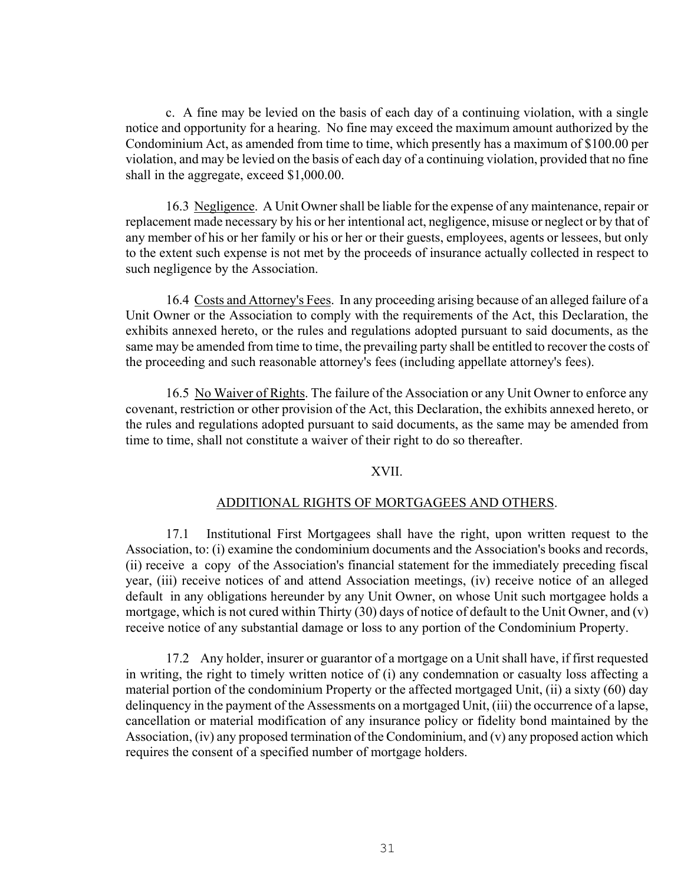c. A fine may be levied on the basis of each day of a continuing violation, with a single notice and opportunity for a hearing. No fine may exceed the maximum amount authorized by the Condominium Act, as amended from time to time, which presently has a maximum of $100.00 per violation, and may be levied on the basis of each day of a continuing violation, provided that no fine shall in the aggregate, exceed $1,000.00.

16.3 <u>Negligence</u>. A Unit Owner shall be liable for the expense of any maintenance, repair or replacement made necessary by his or her intentional act, negligence, misuse or neglect or by that of any member of his or her family or his or her or their guests, employees, agents or lessees, but only to the extent such expense is not met by the proceeds of insurance actually collected in respect to such negligence by the Association.

16.4 <u>Costs and Attorney's Fees</u>. In any proceeding arising because of an alleged failure of a Unit Owner or the Association to comply with the requirements of the Act, this Declaration, the exhibits annexed hereto, or the rules and regulations adopted pursuant to said documents, as the same may be amended from time to time, the prevailing party shall be entitled to recover the costs of the proceeding and such reasonable attorney's fees (including appellate attorney's fees).

16.5 <u>No Waiver of Rights</u>. The failure of the Association or any Unit Owner to enforce any covenant, restriction or other provision of the Act, this Declaration, the exhibits annexed hereto, or the rules and regulations adopted pursuant to said documents, as the same may be amended from time to time, shall not constitute a waiver of their right to do so thereafter.

## XVII.

## <u>ADDITIONAL RIGHTS OF MORTGAGEES AND OTHERS</u>.

17.1 Institutional First Mortgagees shall have the right, upon written request to the Association, to: (i) examine the condominium documents and the Association's books and records, (ii) receive a copy of the Association's financial statement for the immediately preceding fiscal year, (iii) receive notices of and attend Association meetings, (iv) receive notice of an alleged default in any obligations hereunder by any Unit Owner, on whose Unit such mortgagee holds a mortgage, which is not cured within Thirty (30) days of notice of default to the Unit Owner, and (v) receive notice of any substantial damage or loss to any portion of the Condominium Property.

17.2 Any holder, insurer or guarantor of a mortgage on a Unit shall have, if first requested in writing, the right to timely written notice of (i) any condemnation or casualty loss affecting a material portion of the condominium Property or the affected mortgaged Unit, (ii) a sixty (60) day delinquency in the payment of the Assessments on a mortgaged Unit, (iii) the occurrence of a lapse, cancellation or material modification of any insurance policy or fidelity bond maintained by the Association, (iv) any proposed termination of the Condominium, and (v) any proposed action which requires the consent of a specified number of mortgage holders.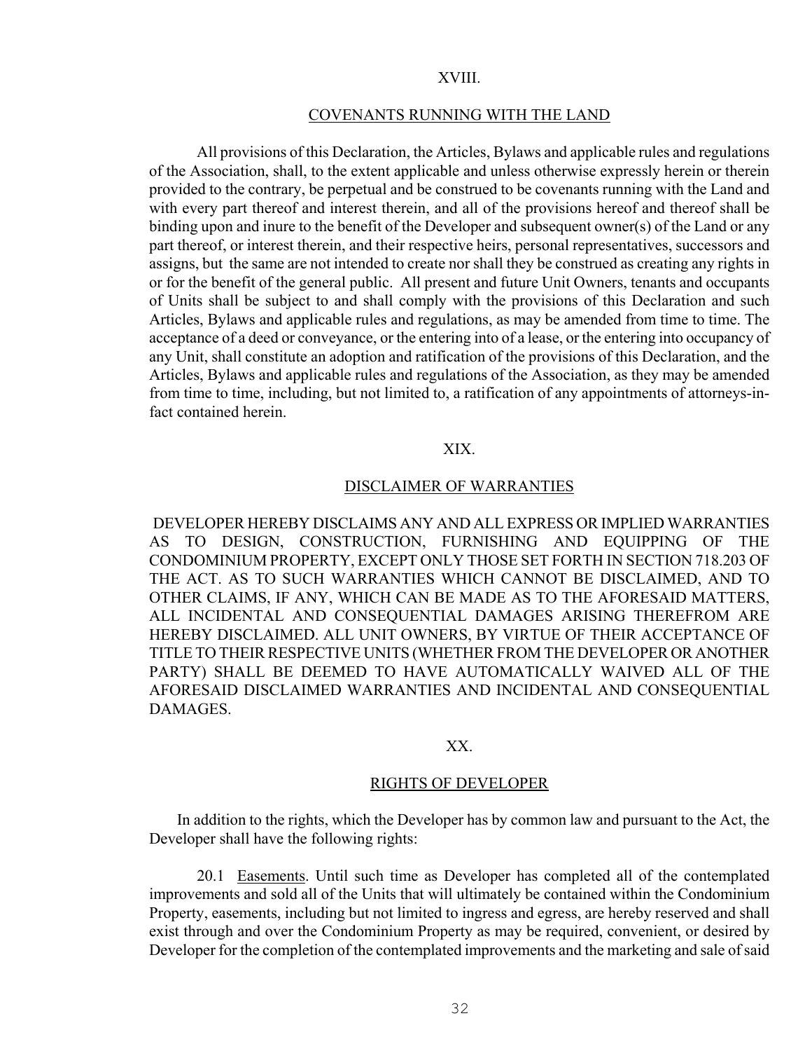## XVIII.

## COVENANTS RUNNING WITH THE LAND

All provisions of this Declaration, the Articles, Bylaws and applicable rules and regulations of the Association, shall, to the extent applicable and unless otherwise expressly herein or therein provided to the contrary, be perpetual and be construed to be covenants running with the Land and with every part thereof and interest therein, and all of the provisions hereof and thereof shall be binding upon and inure to the benefit of the Developer and subsequent owner(s) of the Land or any part thereof, or interest therein, and their respective heirs, personal representatives, successors and assigns, but the same are not intended to create nor shall they be construed as creating any rights in or for the benefit of the general public. All present and future Unit Owners, tenants and occupants of Units shall be subject to and shall comply with the provisions of this Declaration and such Articles, Bylaws and applicable rules and regulations, as may be amended from time to time. The acceptance of a deed or conveyance, or the entering into of a lease, or the entering into occupancy of any Unit, shall constitute an adoption and ratification of the provisions of this Declaration, and the Articles, Bylaws and applicable rules and regulations of the Association, as they may be amended from time to time, including, but not limited to, a ratification of any appointments of attorneys-in-fact contained herein.

## XIX.

## DISCLAIMER OF WARRANTIES

DEVELOPER HEREBY DISCLAIMS ANY AND ALL EXPRESS OR IMPLIED WARRANTIES AS TO DESIGN, CONSTRUCTION, FURNISHING AND EQUIPPING OF THE CONDOMINIUM PROPERTY, EXCEPT ONLY THOSE SET FORTH IN SECTION 718.203 OF THE ACT. AS TO SUCH WARRANTIES WHICH CANNOT BE DISCLAIMED, AND TO OTHER CLAIMS, IF ANY, WHICH CAN BE MADE AS TO THE AFORESAID MATTERS, ALL INCIDENTAL AND CONSEQUENTIAL DAMAGES ARISING THEREFROM ARE HEREBY DISCLAIMED. ALL UNIT OWNERS, BY VIRTUE OF THEIR ACCEPTANCE OF TITLE TO THEIR RESPECTIVE UNITS (WHETHER FROM THE DEVELOPER OR ANOTHER PARTY) SHALL BE DEEMED TO HAVE AUTOMATICALLY WAIVED ALL OF THE AFORESAID DISCLAIMED WARRANTIES AND INCIDENTAL AND CONSEQUENTIAL DAMAGES.

## XX.

## RIGHTS OF DEVELOPER

In addition to the rights, which the Developer has by common law and pursuant to the Act, the Developer shall have the following rights:

20.1 Easements. Until such time as Developer has completed all of the contemplated improvements and sold all of the Units that will ultimately be contained within the Condominium Property, easements, including but not limited to ingress and egress, are hereby reserved and shall exist through and over the Condominium Property as may be required, convenient, or desired by Developer for the completion of the contemplated improvements and the marketing and sale of said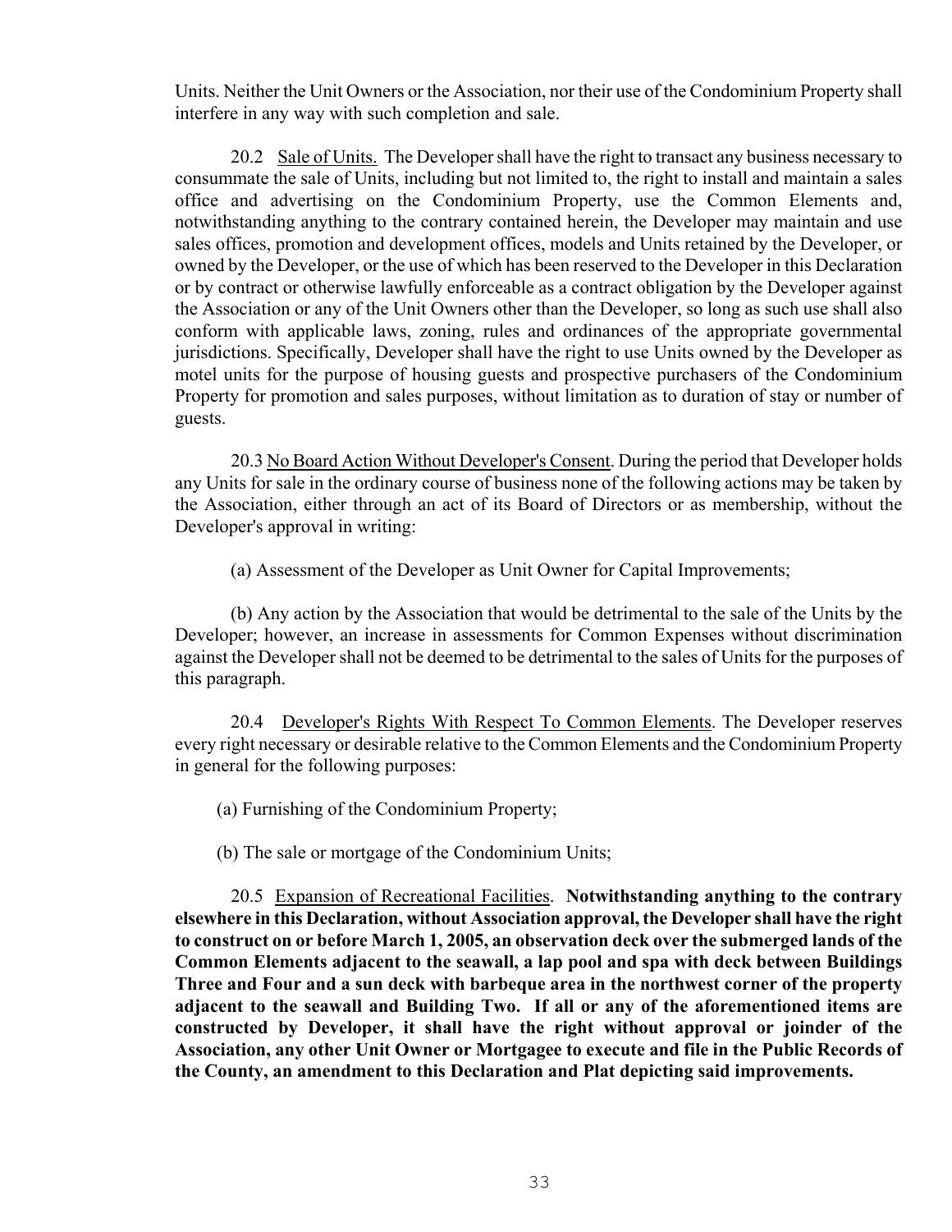Units. Neither the Unit Owners or the Association, nor their use of the Condominium Property shall interfere in any way with such completion and sale.

20.2 <u>Sale of Units.</u> The Developer shall have the right to transact any business necessary to consummate the sale of Units, including but not limited to, the right to install and maintain a sales office and advertising on the Condominium Property, use the Common Elements and, notwithstanding anything to the contrary contained herein, the Developer may maintain and use sales offices, promotion and development offices, models and Units retained by the Developer, or owned by the Developer, or the use of which has been reserved to the Developer in this Declaration or by contract or otherwise lawfully enforceable as a contract obligation by the Developer against the Association or any of the Unit Owners other than the Developer, so long as such use shall also conform with applicable laws, zoning, rules and ordinances of the appropriate governmental jurisdictions. Specifically, Developer shall have the right to use Units owned by the Developer as motel units for the purpose of housing guests and prospective purchasers of the Condominium Property for promotion and sales purposes, without limitation as to duration of stay or number of guests.

20.3 <u>No Board Action Without Developer's Consent</u>. During the period that Developer holds any Units for sale in the ordinary course of business none of the following actions may be taken by the Association, either through an act of its Board of Directors or as membership, without the Developer's approval in writing:

(a) Assessment of the Developer as Unit Owner for Capital Improvements;

(b) Any action by the Association that would be detrimental to the sale of the Units by the Developer; however, an increase in assessments for Common Expenses without discrimination against the Developer shall not be deemed to be detrimental to the sales of Units for the purposes of this paragraph.

20.4 <u>Developer's Rights With Respect To Common Elements</u>. The Developer reserves every right necessary or desirable relative to the Common Elements and the Condominium Property in general for the following purposes:

(a) Furnishing of the Condominium Property;

(b) The sale or mortgage of the Condominium Units;

20.5 <u>Expansion of Recreational Facilities</u>. **Notwithstanding anything to the contrary elsewhere in this Declaration, without Association approval, the Developer shall have the right to construct on or before March 1, 2005, an observation deck over the submerged lands of the Common Elements adjacent to the seawall, a lap pool and spa with deck between Buildings Three and Four and a sun deck with barbeque area in the northwest corner of the property adjacent to the seawall and Building Two. If all or any of the aforementioned items are constructed by Developer, it shall have the right without approval or joinder of the Association, any other Unit Owner or Mortgagee to execute and file in the Public Records of the County, an amendment to this Declaration and Plat depicting said improvements.**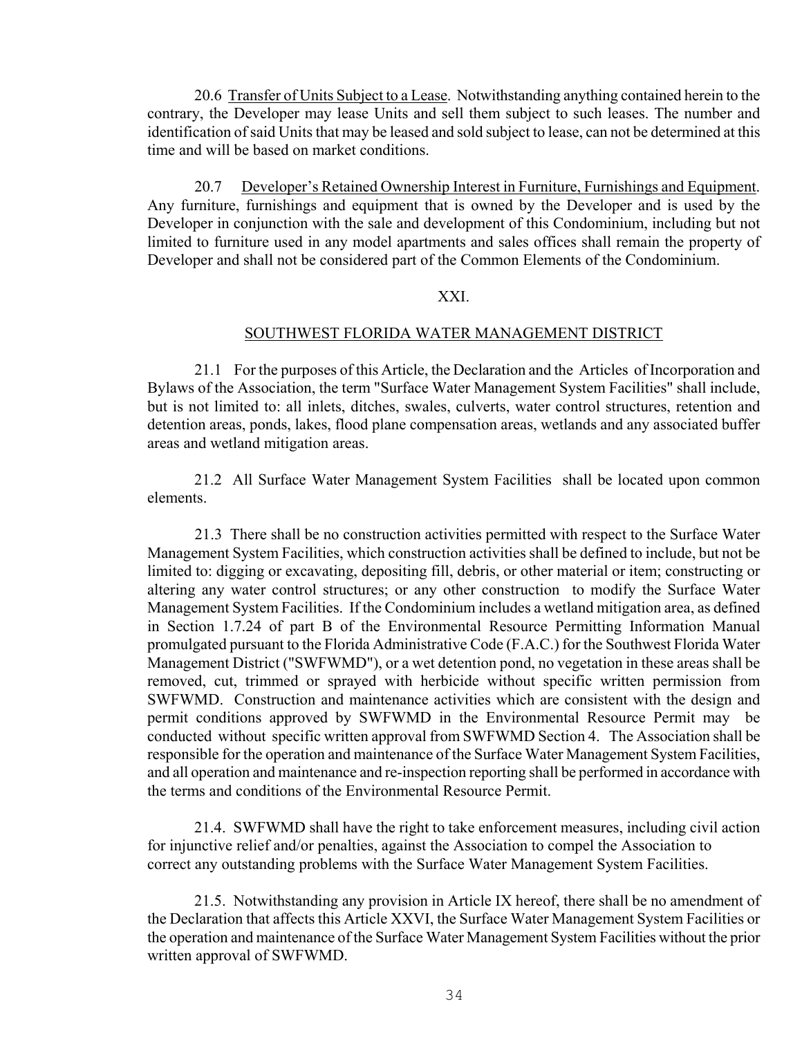20.6 Transfer of Units Subject to a Lease. Notwithstanding anything contained herein to the contrary, the Developer may lease Units and sell them subject to such leases. The number and identification of said Units that may be leased and sold subject to lease, can not be determined at this time and will be based on market conditions.

20.7 Developer's Retained Ownership Interest in Furniture, Furnishings and Equipment. Any furniture, furnishings and equipment that is owned by the Developer and is used by the Developer in conjunction with the sale and development of this Condominium, including but not limited to furniture used in any model apartments and sales offices shall remain the property of Developer and shall not be considered part of the Common Elements of the Condominium.

## XXI.

## SOUTHWEST FLORIDA WATER MANAGEMENT DISTRICT

21.1 For the purposes of this Article, the Declaration and the Articles of Incorporation and Bylaws of the Association, the term "Surface Water Management System Facilities" shall include, but is not limited to: all inlets, ditches, swales, culverts, water control structures, retention and detention areas, ponds, lakes, flood plane compensation areas, wetlands and any associated buffer areas and wetland mitigation areas.

21.2 All Surface Water Management System Facilities shall be located upon common elements.

21.3 There shall be no construction activities permitted with respect to the Surface Water Management System Facilities, which construction activities shall be defined to include, but not be limited to: digging or excavating, depositing fill, debris, or other material or item; constructing or altering any water control structures; or any other construction to modify the Surface Water Management System Facilities. If the Condominium includes a wetland mitigation area, as defined in Section 1.7.24 of part B of the Environmental Resource Permitting Information Manual promulgated pursuant to the Florida Administrative Code (F.A.C.) for the Southwest Florida Water Management District ("SWFWMD"), or a wet detention pond, no vegetation in these areas shall be removed, cut, trimmed or sprayed with herbicide without specific written permission from SWFWMD. Construction and maintenance activities which are consistent with the design and permit conditions approved by SWFWMD in the Environmental Resource Permit may be conducted without specific written approval from SWFWMD Section 4. The Association shall be responsible for the operation and maintenance of the Surface Water Management System Facilities, and all operation and maintenance and re-inspection reporting shall be performed in accordance with the terms and conditions of the Environmental Resource Permit.

21.4. SWFWMD shall have the right to take enforcement measures, including civil action for injunctive relief and/or penalties, against the Association to compel the Association to correct any outstanding problems with the Surface Water Management System Facilities.

21.5. Notwithstanding any provision in Article IX hereof, there shall be no amendment of the Declaration that affects this Article XXVI, the Surface Water Management System Facilities or the operation and maintenance of the Surface Water Management System Facilities without the prior written approval of SWFWMD.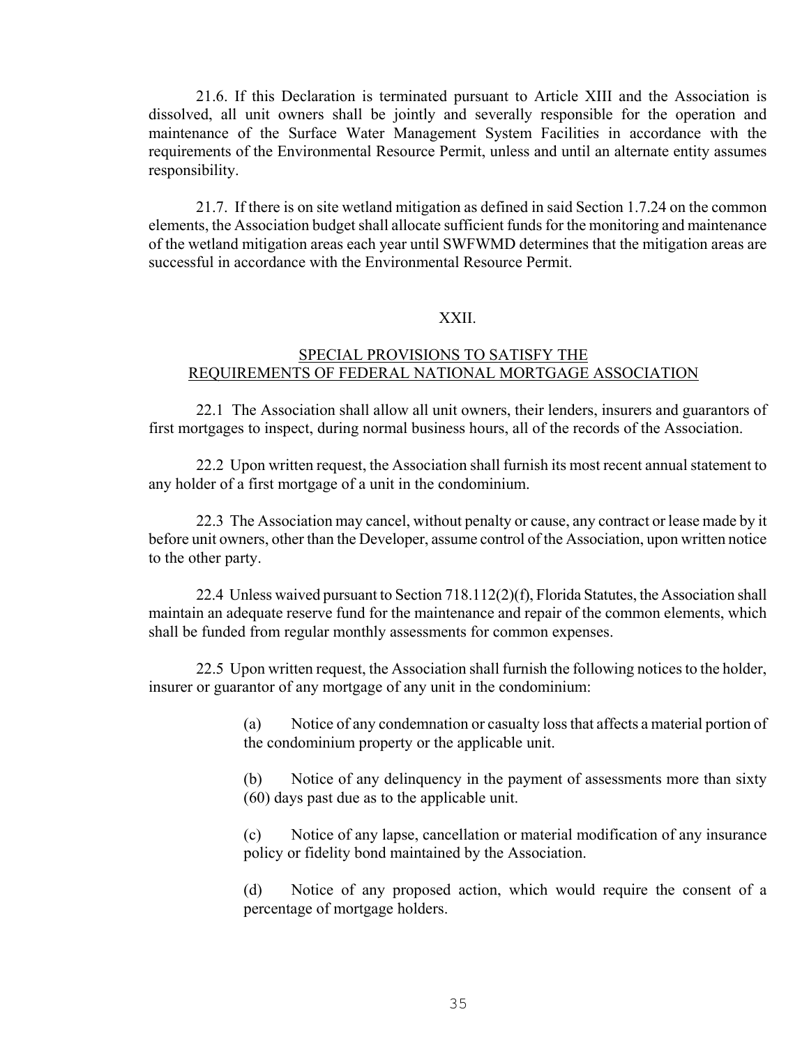21.6. If this Declaration is terminated pursuant to Article XIII and the Association is dissolved, all unit owners shall be jointly and severally responsible for the operation and maintenance of the Surface Water Management System Facilities in accordance with the requirements of the Environmental Resource Permit, unless and until an alternate entity assumes responsibility.

21.7. If there is on site wetland mitigation as defined in said Section 1.7.24 on the common elements, the Association budget shall allocate sufficient funds for the monitoring and maintenance of the wetland mitigation areas each year until SWFWMD determines that the mitigation areas are successful in accordance with the Environmental Resource Permit.

## XXII.

## SPECIAL PROVISIONS TO SATISFY THE REQUIREMENTS OF FEDERAL NATIONAL MORTGAGE ASSOCIATION

22.1 The Association shall allow all unit owners, their lenders, insurers and guarantors of first mortgages to inspect, during normal business hours, all of the records of the Association.

22.2 Upon written request, the Association shall furnish its most recent annual statement to any holder of a first mortgage of a unit in the condominium.

22.3 The Association may cancel, without penalty or cause, any contract or lease made by it before unit owners, other than the Developer, assume control of the Association, upon written notice to the other party.

22.4 Unless waived pursuant to Section 718.112(2)(f), Florida Statutes, the Association shall maintain an adequate reserve fund for the maintenance and repair of the common elements, which shall be funded from regular monthly assessments for common expenses.

22.5 Upon written request, the Association shall furnish the following notices to the holder, insurer or guarantor of any mortgage of any unit in the condominium:

(a) Notice of any condemnation or casualty loss that affects a material portion of the condominium property or the applicable unit.

(b) Notice of any delinquency in the payment of assessments more than sixty (60) days past due as to the applicable unit.

(c) Notice of any lapse, cancellation or material modification of any insurance policy or fidelity bond maintained by the Association.

(d) Notice of any proposed action, which would require the consent of a percentage of mortgage holders.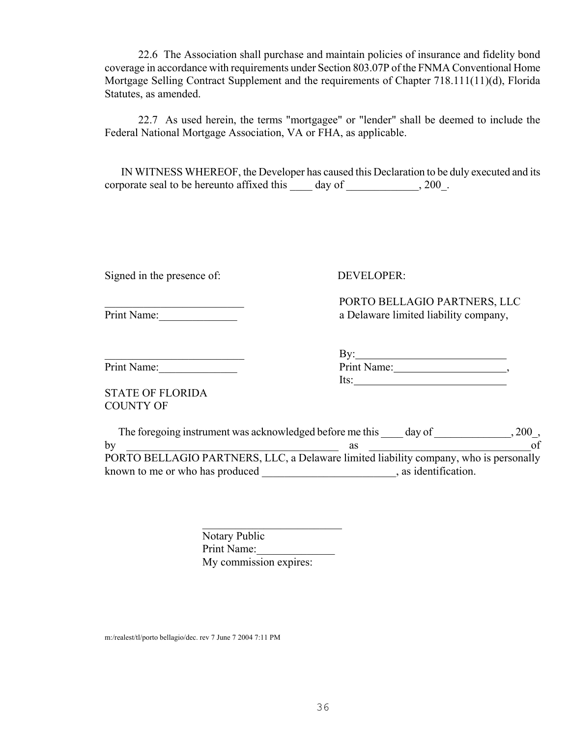22.6 The Association shall purchase and maintain policies of insurance and fidelity bond coverage in accordance with requirements under Section 803.07P of the FNMA Conventional Home Mortgage Selling Contract Supplement and the requirements of Chapter 718.111(11)(d), Florida Statutes, as amended.

22.7 As used herein, the terms "mortgagee" or "lender" shall be deemed to include the Federal National Mortgage Association, VA or FHA, as applicable.

IN WITNESS WHEREOF, the Developer has caused this Declaration to be duly executed and its corporate seal to be hereunto affixed this ____ day of _____________, 200_.

Signed in the presence of:

_________________________
Print Name:______________

_________________________
Print Name:______________

DEVELOPER:

PORTO BELLAGIO PARTNERS, LLC
a Delaware limited liability company,

By:___________________________
Print Name:____________________,
Its:____________________________

STATE OF FLORIDA
COUNTY OF

The foregoing instrument was acknowledged before me this ____ day of ______________, 200_, by _______________________________________ as _____________________________ of PORTO BELLAGIO PARTNERS, LLC, a Delaware limited liability company, who is personally known to me or who has produced ________________________, as identification.

__________________________
Notary Public
Print Name:______________
My commission expires:

m:/realest/tl/porto bellagio/dec. rev 7 June 7 2004 7:11 PM